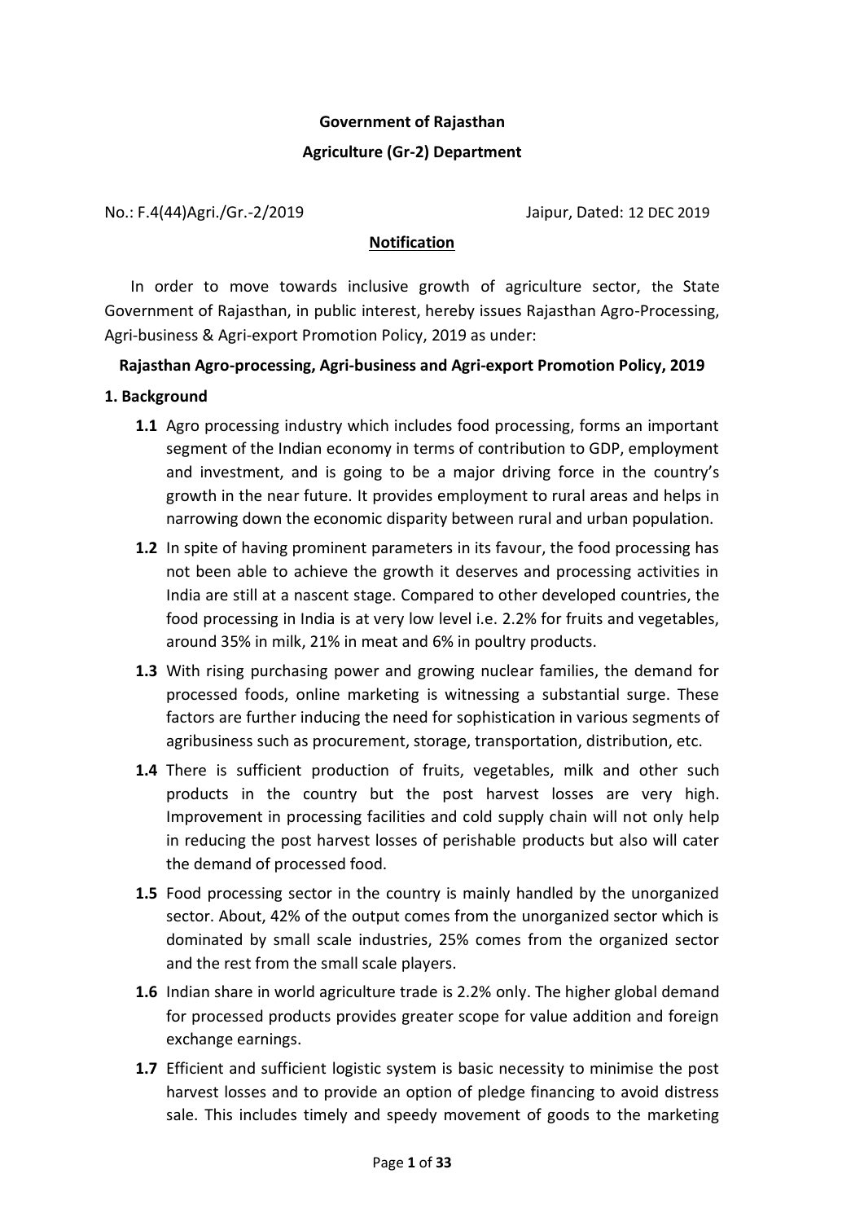**Government of Rajasthan**

**Agriculture (Gr-2) Department**

No.: F.4(44)Agri./Gr.-2/2019 Jaipur, Dated: 12 DEC 2019

**Notification**

In order to move towards inclusive growth of agriculture sector, the State Government of Rajasthan, in public interest, hereby issues Rajasthan Agro-Processing, Agri-business & Agri-export Promotion Policy, 2019 as under:

## Rajasthan Agro-processing, Agri-business and Agri-export Promotion Policy, 2019

### 1. Background

**1.1** Agro processing industry which includes food processing, forms an important segment of the Indian economy in terms of contribution to GDP, employment and investment, and is going to be a major driving force in the country's growth in the near future. It provides employment to rural areas and helps in narrowing down the economic disparity between rural and urban population.

**1.2** In spite of having prominent parameters in its favour, the food processing has not been able to achieve the growth it deserves and processing activities in India are still at a nascent stage. Compared to other developed countries, the food processing in India is at very low level i.e. 2.2% for fruits and vegetables, around 35% in milk, 21% in meat and 6% in poultry products.

**1.3** With rising purchasing power and growing nuclear families, the demand for processed foods, online marketing is witnessing a substantial surge. These factors are further inducing the need for sophistication in various segments of agribusiness such as procurement, storage, transportation, distribution, etc.

**1.4** There is sufficient production of fruits, vegetables, milk and other such products in the country but the post harvest losses are very high. Improvement in processing facilities and cold supply chain will not only help in reducing the post harvest losses of perishable products but also will cater the demand of processed food.

**1.5** Food processing sector in the country is mainly handled by the unorganized sector. About, 42% of the output comes from the unorganized sector which is dominated by small scale industries, 25% comes from the organized sector and the rest from the small scale players.

**1.6** Indian share in world agriculture trade is 2.2% only. The higher global demand for processed products provides greater scope for value addition and foreign exchange earnings.

**1.7** Efficient and sufficient logistic system is basic necessity to minimise the post harvest losses and to provide an option of pledge financing to avoid distress sale. This includes timely and speedy movement of goods to the marketing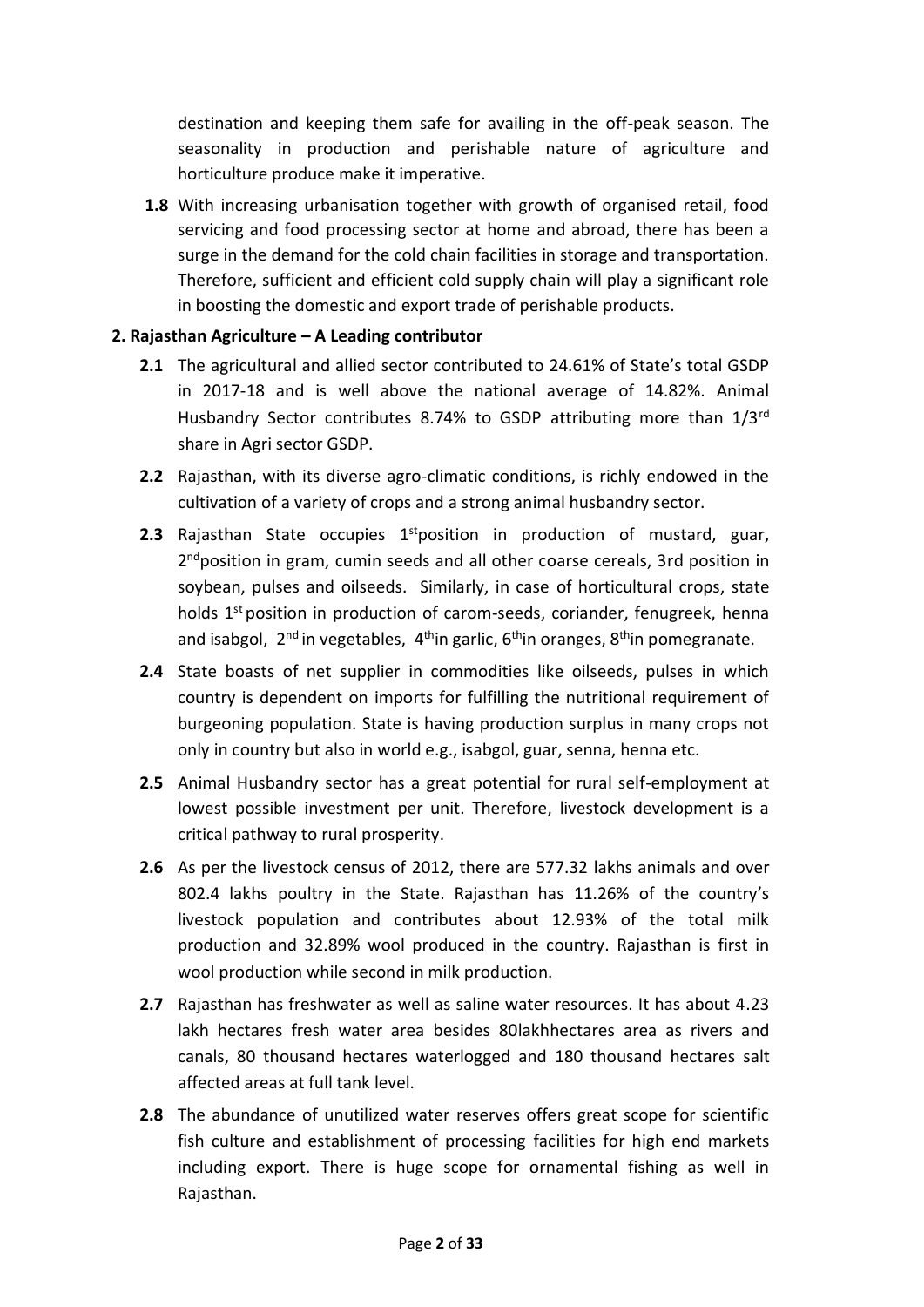destination and keeping them safe for availing in the off-peak season. The seasonality in production and perishable nature of agriculture and horticulture produce make it imperative.

**1.8** With increasing urbanisation together with growth of organised retail, food servicing and food processing sector at home and abroad, there has been a surge in the demand for the cold chain facilities in storage and transportation. Therefore, sufficient and efficient cold supply chain will play a significant role in boosting the domestic and export trade of perishable products.

**2. Rajasthan Agriculture – A Leading contributor**

**2.1** The agricultural and allied sector contributed to 24.61% of State's total GSDP in 2017-18 and is well above the national average of 14.82%. Animal Husbandry Sector contributes 8.74% to GSDP attributing more than 1/3rd share in Agri sector GSDP.

**2.2** Rajasthan, with its diverse agro-climatic conditions, is richly endowed in the cultivation of a variety of crops and a strong animal husbandry sector.

**2.3** Rajasthan State occupies 1stposition in production of mustard, guar, 2ndposition in gram, cumin seeds and all other coarse cereals, 3rd position in soybean, pulses and oilseeds. Similarly, in case of horticultural crops, state holds 1st position in production of carom-seeds, coriander, fenugreek, henna and isabgol, 2nd in vegetables, 4thin garlic, 6thin oranges, 8thin pomegranate.

**2.4** State boasts of net supplier in commodities like oilseeds, pulses in which country is dependent on imports for fulfilling the nutritional requirement of burgeoning population. State is having production surplus in many crops not only in country but also in world e.g., isabgol, guar, senna, henna etc.

**2.5** Animal Husbandry sector has a great potential for rural self-employment at lowest possible investment per unit. Therefore, livestock development is a critical pathway to rural prosperity.

**2.6** As per the livestock census of 2012, there are 577.32 lakhs animals and over 802.4 lakhs poultry in the State. Rajasthan has 11.26% of the country's livestock population and contributes about 12.93% of the total milk production and 32.89% wool produced in the country. Rajasthan is first in wool production while second in milk production.

**2.7** Rajasthan has freshwater as well as saline water resources. It has about 4.23 lakh hectares fresh water area besides 80lakhhectares area as rivers and canals, 80 thousand hectares waterlogged and 180 thousand hectares salt affected areas at full tank level.

**2.8** The abundance of unutilized water reserves offers great scope for scientific fish culture and establishment of processing facilities for high end markets including export. There is huge scope for ornamental fishing as well in Rajasthan.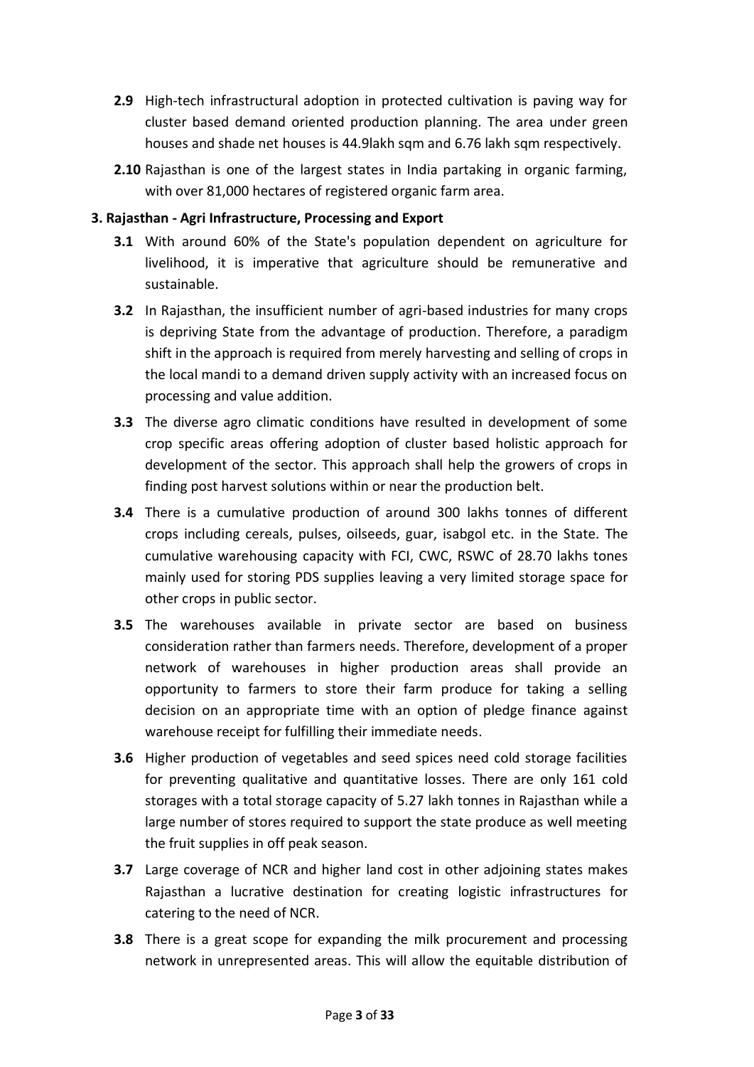**2.9** High-tech infrastructural adoption in protected cultivation is paving way for cluster based demand oriented production planning. The area under green houses and shade net houses is 44.9lakh sqm and 6.76 lakh sqm respectively.

**2.10** Rajasthan is one of the largest states in India partaking in organic farming, with over 81,000 hectares of registered organic farm area.

## 3. Rajasthan - Agri Infrastructure, Processing and Export

**3.1** With around 60% of the State's population dependent on agriculture for livelihood, it is imperative that agriculture should be remunerative and sustainable.

**3.2** In Rajasthan, the insufficient number of agri-based industries for many crops is depriving State from the advantage of production. Therefore, a paradigm shift in the approach is required from merely harvesting and selling of crops in the local mandi to a demand driven supply activity with an increased focus on processing and value addition.

**3.3** The diverse agro climatic conditions have resulted in development of some crop specific areas offering adoption of cluster based holistic approach for development of the sector. This approach shall help the growers of crops in finding post harvest solutions within or near the production belt.

**3.4** There is a cumulative production of around 300 lakhs tonnes of different crops including cereals, pulses, oilseeds, guar, isabgol etc. in the State. The cumulative warehousing capacity with FCI, CWC, RSWC of 28.70 lakhs tones mainly used for storing PDS supplies leaving a very limited storage space for other crops in public sector.

**3.5** The warehouses available in private sector are based on business consideration rather than farmers needs. Therefore, development of a proper network of warehouses in higher production areas shall provide an opportunity to farmers to store their farm produce for taking a selling decision on an appropriate time with an option of pledge finance against warehouse receipt for fulfilling their immediate needs.

**3.6** Higher production of vegetables and seed spices need cold storage facilities for preventing qualitative and quantitative losses. There are only 161 cold storages with a total storage capacity of 5.27 lakh tonnes in Rajasthan while a large number of stores required to support the state produce as well meeting the fruit supplies in off peak season.

**3.7** Large coverage of NCR and higher land cost in other adjoining states makes Rajasthan a lucrative destination for creating logistic infrastructures for catering to the need of NCR.

**3.8** There is a great scope for expanding the milk procurement and processing network in unrepresented areas. This will allow the equitable distribution of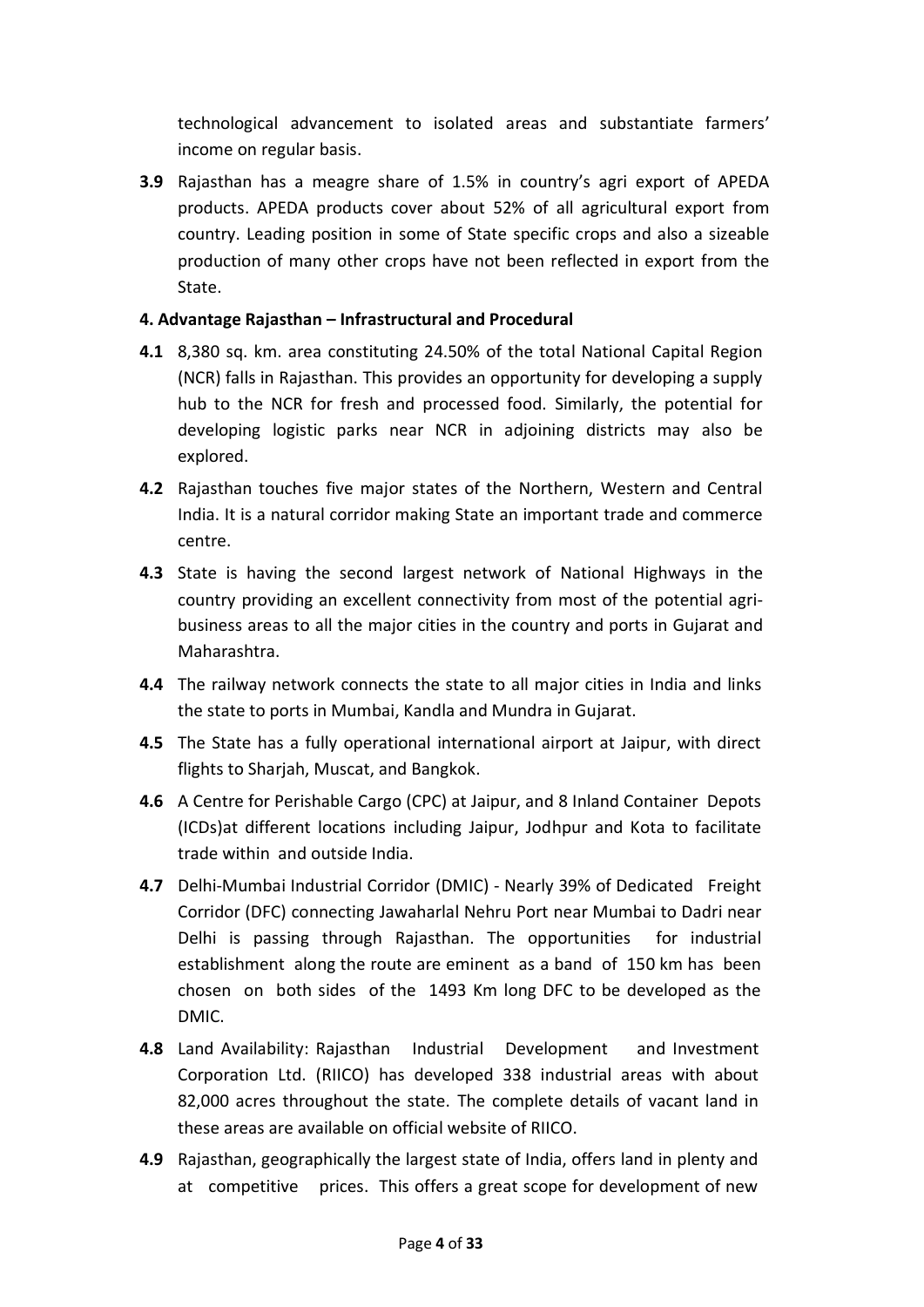technological advancement to isolated areas and substantiate farmers' income on regular basis.

**3.9** Rajasthan has a meagre share of 1.5% in country's agri export of APEDA products. APEDA products cover about 52% of all agricultural export from country. Leading position in some of State specific crops and also a sizeable production of many other crops have not been reflected in export from the State.

## 4. Advantage Rajasthan – Infrastructural and Procedural

**4.1** 8,380 sq. km. area constituting 24.50% of the total National Capital Region (NCR) falls in Rajasthan. This provides an opportunity for developing a supply hub to the NCR for fresh and processed food. Similarly, the potential for developing logistic parks near NCR in adjoining districts may also be explored.

**4.2** Rajasthan touches five major states of the Northern, Western and Central India. It is a natural corridor making State an important trade and commerce centre.

**4.3** State is having the second largest network of National Highways in the country providing an excellent connectivity from most of the potential agri-business areas to all the major cities in the country and ports in Gujarat and Maharashtra.

**4.4** The railway network connects the state to all major cities in India and links the state to ports in Mumbai, Kandla and Mundra in Gujarat.

**4.5** The State has a fully operational international airport at Jaipur, with direct flights to Sharjah, Muscat, and Bangkok.

**4.6** A Centre for Perishable Cargo (CPC) at Jaipur, and 8 Inland Container Depots (ICDs)at different locations including Jaipur, Jodhpur and Kota to facilitate trade within and outside India.

**4.7** Delhi-Mumbai Industrial Corridor (DMIC) - Nearly 39% of Dedicated Freight Corridor (DFC) connecting Jawaharlal Nehru Port near Mumbai to Dadri near Delhi is passing through Rajasthan. The opportunities for industrial establishment along the route are eminent as a band of 150 km has been chosen on both sides of the 1493 Km long DFC to be developed as the DMIC.

**4.8** Land Availability: Rajasthan Industrial Development and Investment Corporation Ltd. (RIICO) has developed 338 industrial areas with about 82,000 acres throughout the state. The complete details of vacant land in these areas are available on official website of RIICO.

**4.9** Rajasthan, geographically the largest state of India, offers land in plenty and at competitive prices. This offers a great scope for development of new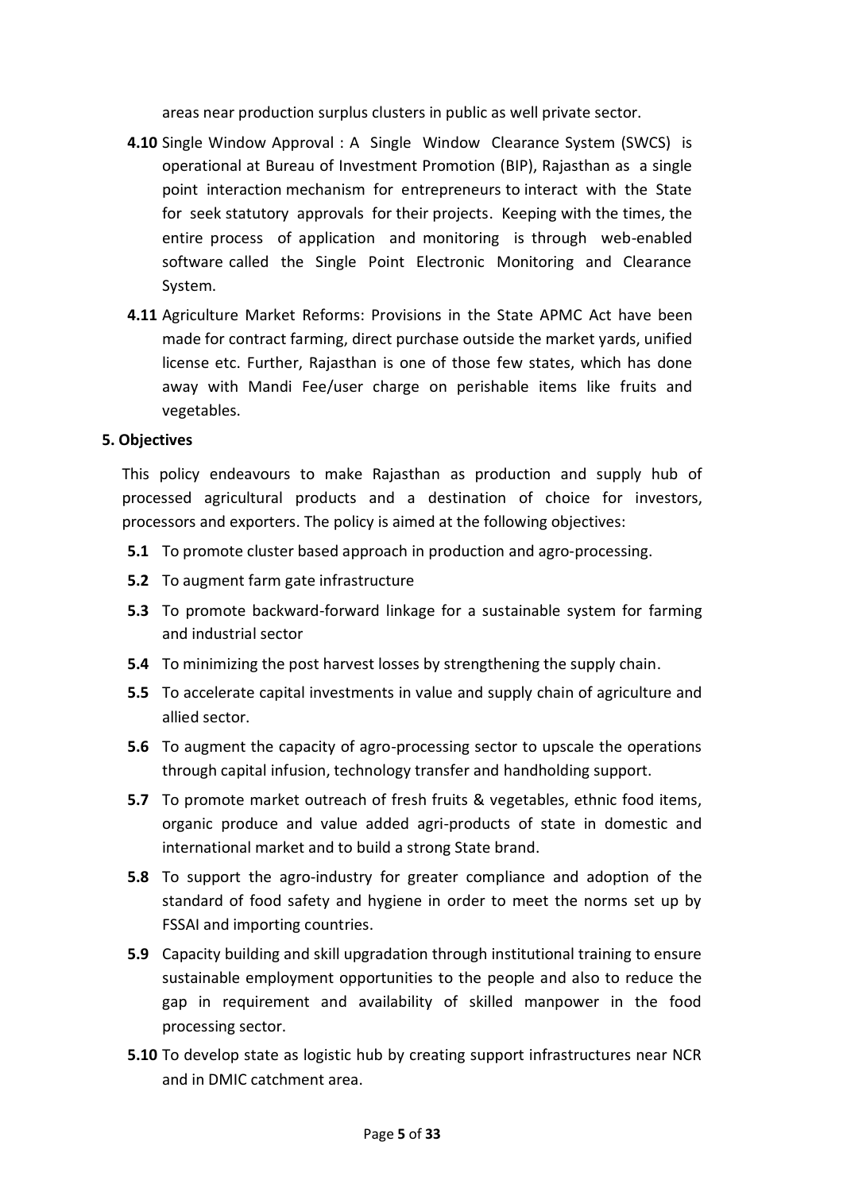areas near production surplus clusters in public as well private sector.

**4.10** Single Window Approval : A Single Window Clearance System (SWCS) is operational at Bureau of Investment Promotion (BIP), Rajasthan as a single point interaction mechanism for entrepreneurs to interact with the State for seek statutory approvals for their projects. Keeping with the times, the entire process of application and monitoring is through web-enabled software called the Single Point Electronic Monitoring and Clearance System.

**4.11** Agriculture Market Reforms: Provisions in the State APMC Act have been made for contract farming, direct purchase outside the market yards, unified license etc. Further, Rajasthan is one of those few states, which has done away with Mandi Fee/user charge on perishable items like fruits and vegetables.

## 5. Objectives

This policy endeavours to make Rajasthan as production and supply hub of processed agricultural products and a destination of choice for investors, processors and exporters. The policy is aimed at the following objectives:

**5.1** To promote cluster based approach in production and agro-processing.

**5.2** To augment farm gate infrastructure

**5.3** To promote backward-forward linkage for a sustainable system for farming and industrial sector

**5.4** To minimizing the post harvest losses by strengthening the supply chain.

**5.5** To accelerate capital investments in value and supply chain of agriculture and allied sector.

**5.6** To augment the capacity of agro-processing sector to upscale the operations through capital infusion, technology transfer and handholding support.

**5.7** To promote market outreach of fresh fruits & vegetables, ethnic food items, organic produce and value added agri-products of state in domestic and international market and to build a strong State brand.

**5.8** To support the agro-industry for greater compliance and adoption of the standard of food safety and hygiene in order to meet the norms set up by FSSAI and importing countries.

**5.9** Capacity building and skill upgradation through institutional training to ensure sustainable employment opportunities to the people and also to reduce the gap in requirement and availability of skilled manpower in the food processing sector.

**5.10** To develop state as logistic hub by creating support infrastructures near NCR and in DMIC catchment area.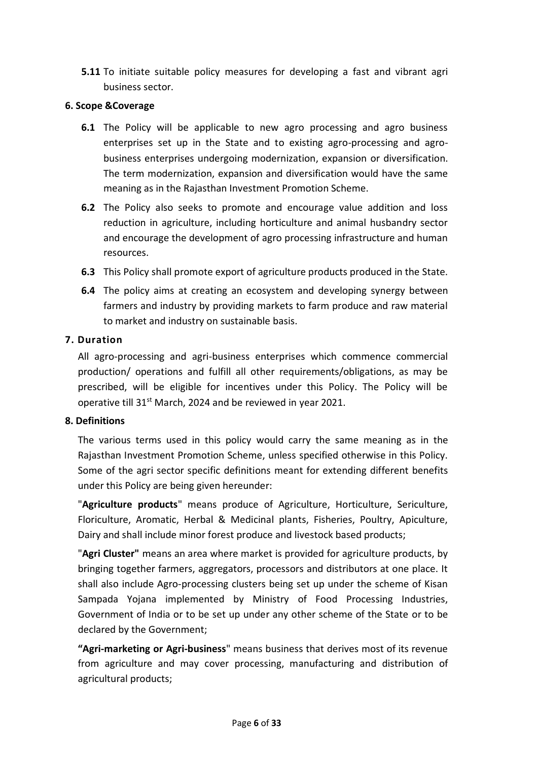**5.11** To initiate suitable policy measures for developing a fast and vibrant agri business sector.

## 6. Scope &Coverage

**6.1** The Policy will be applicable to new agro processing and agro business enterprises set up in the State and to existing agro-processing and agro-business enterprises undergoing modernization, expansion or diversification. The term modernization, expansion and diversification would have the same meaning as in the Rajasthan Investment Promotion Scheme.

**6.2** The Policy also seeks to promote and encourage value addition and loss reduction in agriculture, including horticulture and animal husbandry sector and encourage the development of agro processing infrastructure and human resources.

**6.3** This Policy shall promote export of agriculture products produced in the State.

**6.4** The policy aims at creating an ecosystem and developing synergy between farmers and industry by providing markets to farm produce and raw material to market and industry on sustainable basis.

## 7. Duration

All agro-processing and agri-business enterprises which commence commercial production/ operations and fulfill all other requirements/obligations, as may be prescribed, will be eligible for incentives under this Policy. The Policy will be operative till 31st March, 2024 and be reviewed in year 2021.

## 8. Definitions

The various terms used in this policy would carry the same meaning as in the Rajasthan Investment Promotion Scheme, unless specified otherwise in this Policy. Some of the agri sector specific definitions meant for extending different benefits under this Policy are being given hereunder:

"**Agriculture products**" means produce of Agriculture, Horticulture, Sericulture, Floriculture, Aromatic, Herbal & Medicinal plants, Fisheries, Poultry, Apiculture, Dairy and shall include minor forest produce and livestock based products;

"**Agri Cluster"** means an area where market is provided for agriculture products, by bringing together farmers, aggregators, processors and distributors at one place. It shall also include Agro-processing clusters being set up under the scheme of Kisan Sampada Yojana implemented by Ministry of Food Processing Industries, Government of India or to be set up under any other scheme of the State or to be declared by the Government;

**"Agri-marketing or Agri-business**" means business that derives most of its revenue from agriculture and may cover processing, manufacturing and distribution of agricultural products;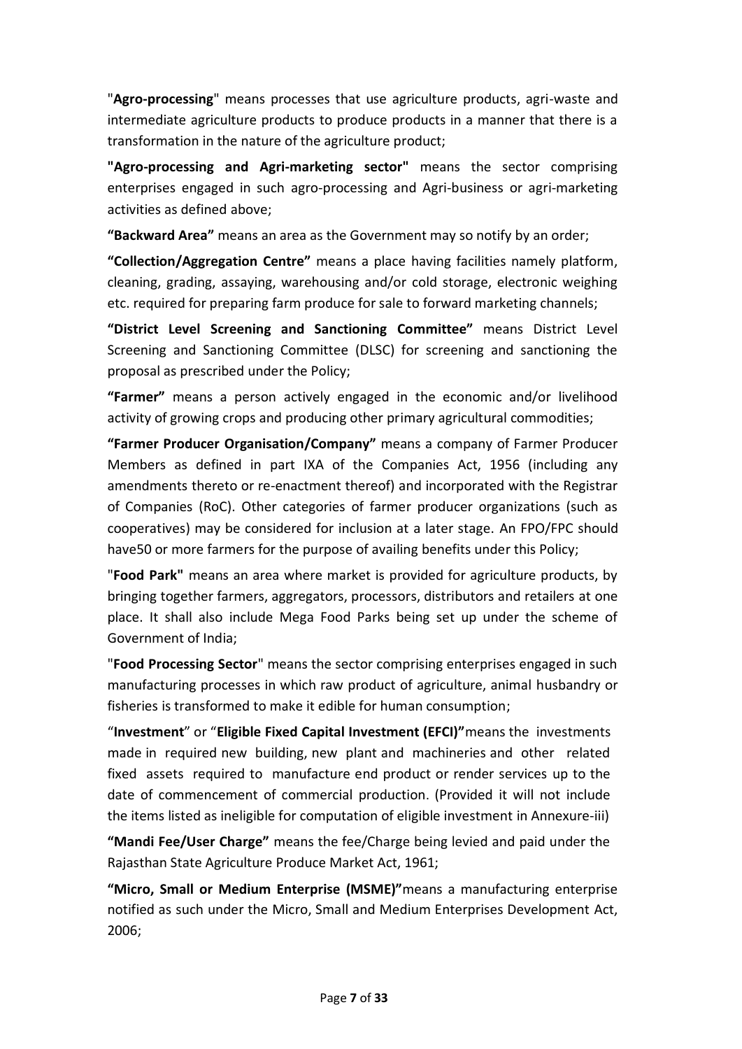"**Agro-processing**" means processes that use agriculture products, agri-waste and intermediate agriculture products to produce products in a manner that there is a transformation in the nature of the agriculture product;

**"Agro-processing and Agri-marketing sector"** means the sector comprising enterprises engaged in such agro-processing and Agri-business or agri-marketing activities as defined above;

**"Backward Area"** means an area as the Government may so notify by an order;

**"Collection/Aggregation Centre"** means a place having facilities namely platform, cleaning, grading, assaying, warehousing and/or cold storage, electronic weighing etc. required for preparing farm produce for sale to forward marketing channels;

**"District Level Screening and Sanctioning Committee"** means District Level Screening and Sanctioning Committee (DLSC) for screening and sanctioning the proposal as prescribed under the Policy;

**"Farmer"** means a person actively engaged in the economic and/or livelihood activity of growing crops and producing other primary agricultural commodities;

**"Farmer Producer Organisation/Company"** means a company of Farmer Producer Members as defined in part IXA of the Companies Act, 1956 (including any amendments thereto or re-enactment thereof) and incorporated with the Registrar of Companies (RoC). Other categories of farmer producer organizations (such as cooperatives) may be considered for inclusion at a later stage. An FPO/FPC should have50 or more farmers for the purpose of availing benefits under this Policy;

"**Food Park"** means an area where market is provided for agriculture products, by bringing together farmers, aggregators, processors, distributors and retailers at one place. It shall also include Mega Food Parks being set up under the scheme of Government of India;

"**Food Processing Sector**" means the sector comprising enterprises engaged in such manufacturing processes in which raw product of agriculture, animal husbandry or fisheries is transformed to make it edible for human consumption;

"**Investment**" or "**Eligible Fixed Capital Investment (EFCI)"**means the investments made in required new building, new plant and machineries and other related fixed assets required to manufacture end product or render services up to the date of commencement of commercial production. (Provided it will not include the items listed as ineligible for computation of eligible investment in Annexure-iii)

**"Mandi Fee/User Charge"** means the fee/Charge being levied and paid under the Rajasthan State Agriculture Produce Market Act, 1961;

**"Micro, Small or Medium Enterprise (MSME)"**means a manufacturing enterprise notified as such under the Micro, Small and Medium Enterprises Development Act, 2006;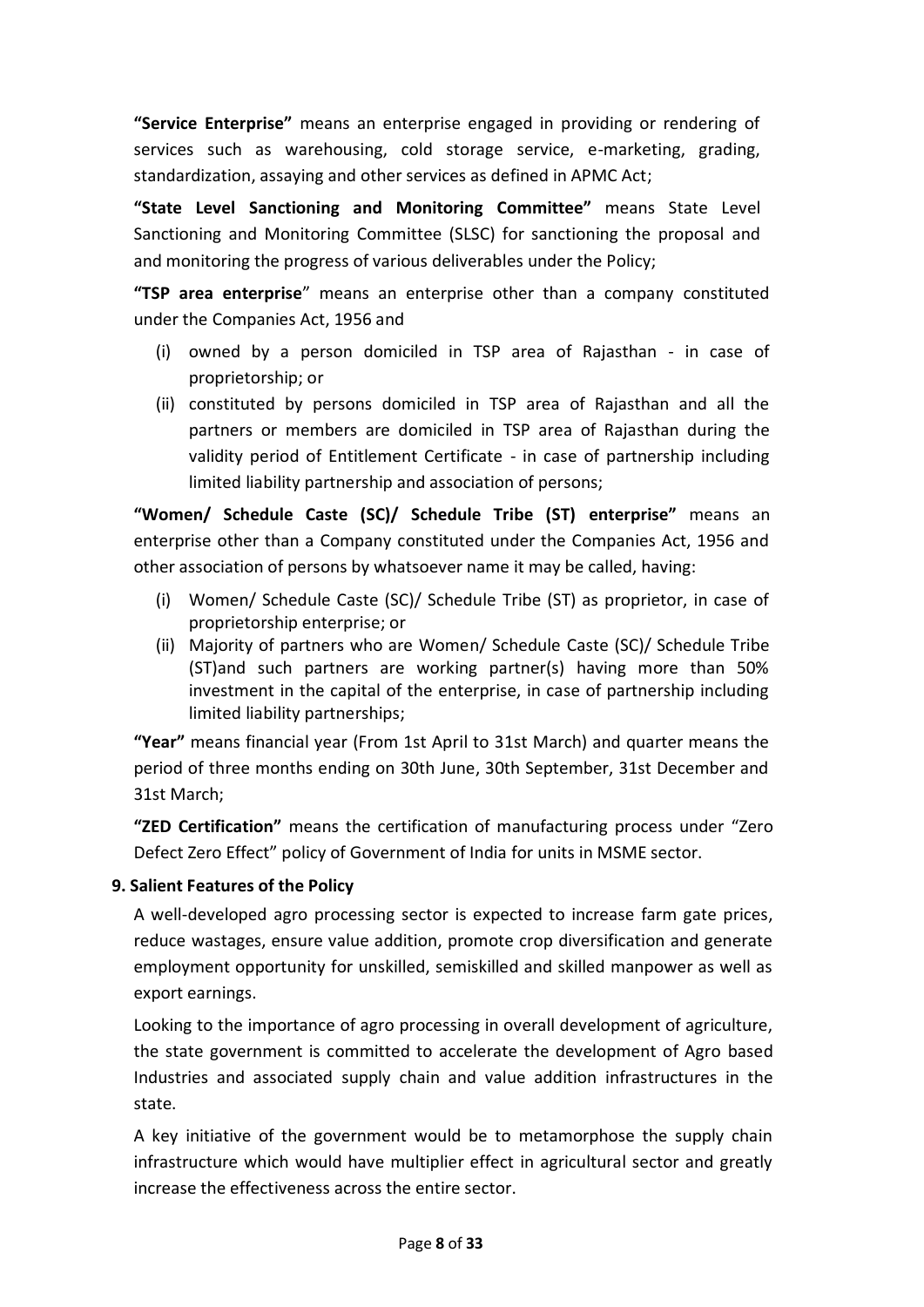**"Service Enterprise"** means an enterprise engaged in providing or rendering of services such as warehousing, cold storage service, e-marketing, grading, standardization, assaying and other services as defined in APMC Act;

**"State Level Sanctioning and Monitoring Committee"** means State Level Sanctioning and Monitoring Committee (SLSC) for sanctioning the proposal and and monitoring the progress of various deliverables under the Policy;

**"TSP area enterprise"** means an enterprise other than a company constituted under the Companies Act, 1956 and

(i) owned by a person domiciled in TSP area of Rajasthan - in case of proprietorship; or
(ii) constituted by persons domiciled in TSP area of Rajasthan and all the partners or members are domiciled in TSP area of Rajasthan during the validity period of Entitlement Certificate - in case of partnership including limited liability partnership and association of persons;

**"Women/ Schedule Caste (SC)/ Schedule Tribe (ST) enterprise"** means an enterprise other than a Company constituted under the Companies Act, 1956 and other association of persons by whatsoever name it may be called, having:

(i) Women/ Schedule Caste (SC)/ Schedule Tribe (ST) as proprietor, in case of proprietorship enterprise; or
(ii) Majority of partners who are Women/ Schedule Caste (SC)/ Schedule Tribe (ST)and such partners are working partner(s) having more than 50% investment in the capital of the enterprise, in case of partnership including limited liability partnerships;

**"Year"** means financial year (From 1st April to 31st March) and quarter means the period of three months ending on 30th June, 30th September, 31st December and 31st March;

**"ZED Certification"** means the certification of manufacturing process under "Zero Defect Zero Effect" policy of Government of India for units in MSME sector.

## 9. Salient Features of the Policy

A well-developed agro processing sector is expected to increase farm gate prices, reduce wastages, ensure value addition, promote crop diversification and generate employment opportunity for unskilled, semiskilled and skilled manpower as well as export earnings.

Looking to the importance of agro processing in overall development of agriculture, the state government is committed to accelerate the development of Agro based Industries and associated supply chain and value addition infrastructures in the state.

A key initiative of the government would be to metamorphose the supply chain infrastructure which would have multiplier effect in agricultural sector and greatly increase the effectiveness across the entire sector.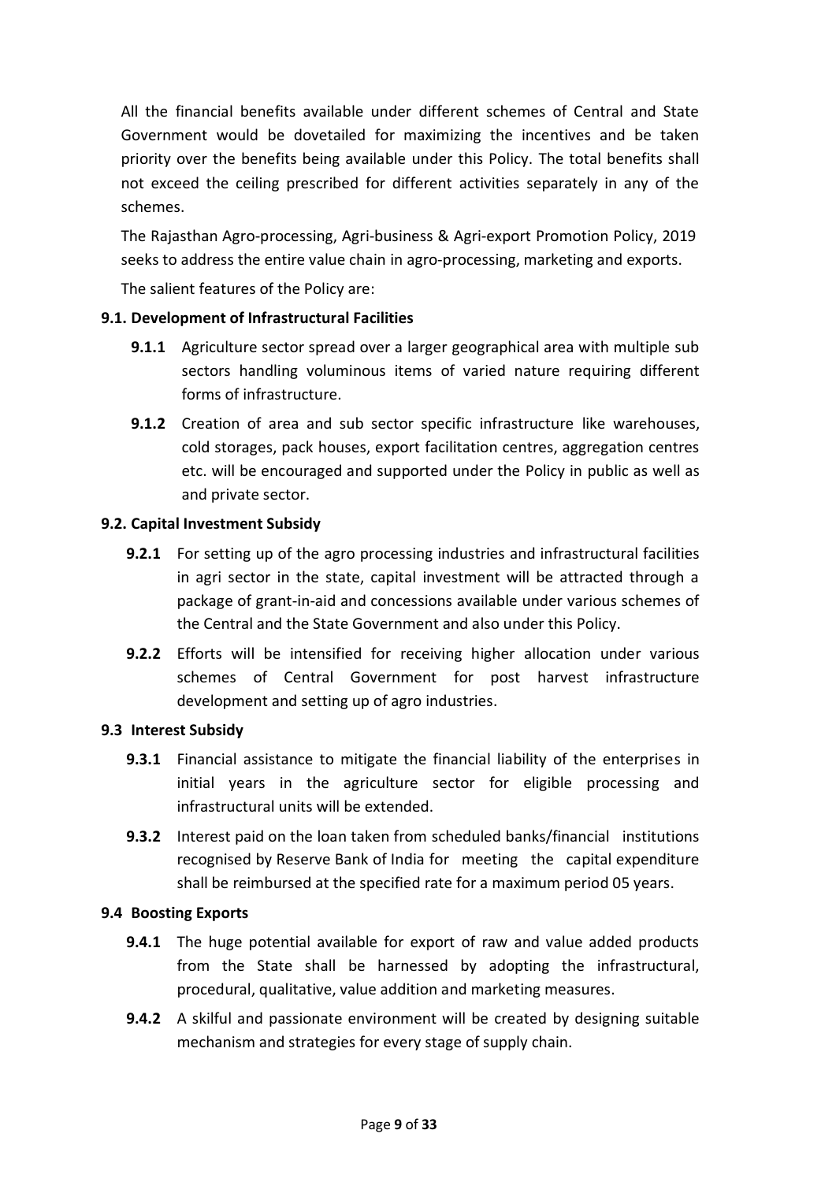All the financial benefits available under different schemes of Central and State Government would be dovetailed for maximizing the incentives and be taken priority over the benefits being available under this Policy. The total benefits shall not exceed the ceiling prescribed for different activities separately in any of the schemes.

The Rajasthan Agro-processing, Agri-business & Agri-export Promotion Policy, 2019 seeks to address the entire value chain in agro-processing, marketing and exports.

The salient features of the Policy are:

**9.1. Development of Infrastructural Facilities**

- **9.1.1** Agriculture sector spread over a larger geographical area with multiple sub sectors handling voluminous items of varied nature requiring different forms of infrastructure.
- **9.1.2** Creation of area and sub sector specific infrastructure like warehouses, cold storages, pack houses, export facilitation centres, aggregation centres etc. will be encouraged and supported under the Policy in public as well as and private sector.

**9.2. Capital Investment Subsidy**

- **9.2.1** For setting up of the agro processing industries and infrastructural facilities in agri sector in the state, capital investment will be attracted through a package of grant-in-aid and concessions available under various schemes of the Central and the State Government and also under this Policy.
- **9.2.2** Efforts will be intensified for receiving higher allocation under various schemes of Central Government for post harvest infrastructure development and setting up of agro industries.

**9.3 Interest Subsidy**

- **9.3.1** Financial assistance to mitigate the financial liability of the enterprises in initial years in the agriculture sector for eligible processing and infrastructural units will be extended.
- **9.3.2** Interest paid on the loan taken from scheduled banks/financial institutions recognised by Reserve Bank of India for meeting the capital expenditure shall be reimbursed at the specified rate for a maximum period 05 years.

**9.4 Boosting Exports**

- **9.4.1** The huge potential available for export of raw and value added products from the State shall be harnessed by adopting the infrastructural, procedural, qualitative, value addition and marketing measures.
- **9.4.2** A skilful and passionate environment will be created by designing suitable mechanism and strategies for every stage of supply chain.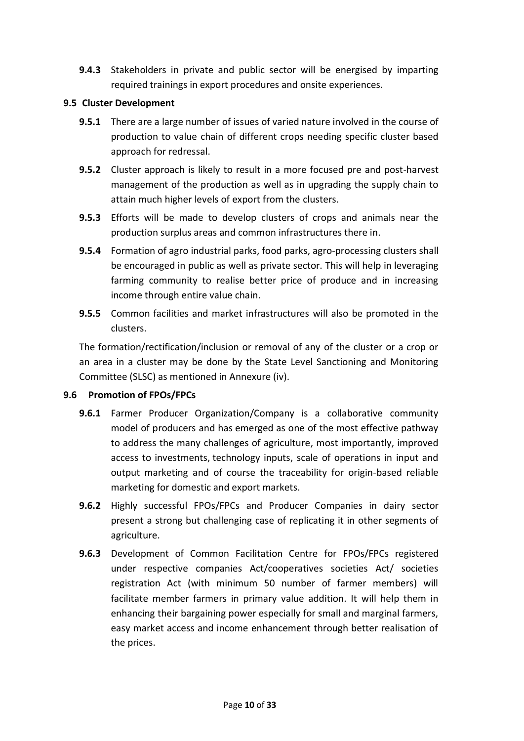**9.4.3** Stakeholders in private and public sector will be energised by imparting required trainings in export procedures and onsite experiences.

### 9.5 Cluster Development

**9.5.1** There are a large number of issues of varied nature involved in the course of production to value chain of different crops needing specific cluster based approach for redressal.

**9.5.2** Cluster approach is likely to result in a more focused pre and post-harvest management of the production as well as in upgrading the supply chain to attain much higher levels of export from the clusters.

**9.5.3** Efforts will be made to develop clusters of crops and animals near the production surplus areas and common infrastructures there in.

**9.5.4** Formation of agro industrial parks, food parks, agro-processing clusters shall be encouraged in public as well as private sector. This will help in leveraging farming community to realise better price of produce and in increasing income through entire value chain.

**9.5.5** Common facilities and market infrastructures will also be promoted in the clusters.

The formation/rectification/inclusion or removal of any of the cluster or a crop or an area in a cluster may be done by the State Level Sanctioning and Monitoring Committee (SLSC) as mentioned in Annexure (iv).

### 9.6 Promotion of FPOs/FPCs

**9.6.1** Farmer Producer Organization/Company is a collaborative community model of producers and has emerged as one of the most effective pathway to address the many challenges of agriculture, most importantly, improved access to investments, technology inputs, scale of operations in input and output marketing and of course the traceability for origin-based reliable marketing for domestic and export markets.

**9.6.2** Highly successful FPOs/FPCs and Producer Companies in dairy sector present a strong but challenging case of replicating it in other segments of agriculture.

**9.6.3** Development of Common Facilitation Centre for FPOs/FPCs registered under respective companies Act/cooperatives societies Act/ societies registration Act (with minimum 50 number of farmer members) will facilitate member farmers in primary value addition. It will help them in enhancing their bargaining power especially for small and marginal farmers, easy market access and income enhancement through better realisation of the prices.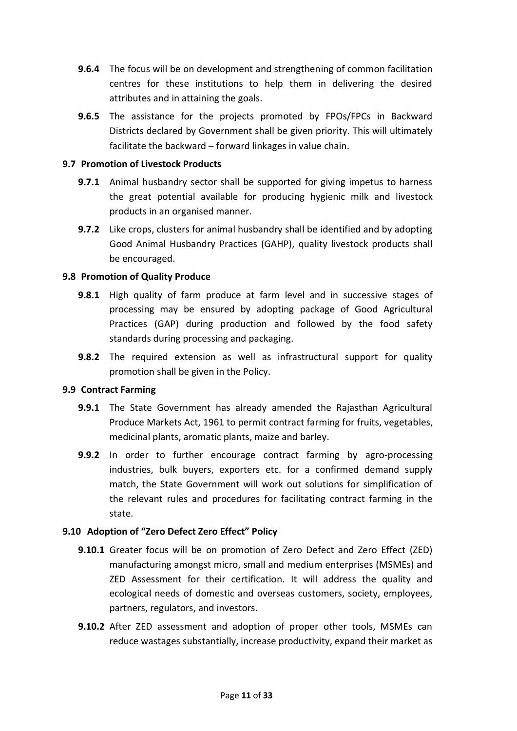**9.6.4** The focus will be on development and strengthening of common facilitation centres for these institutions to help them in delivering the desired attributes and in attaining the goals.

**9.6.5** The assistance for the projects promoted by FPOs/FPCs in Backward Districts declared by Government shall be given priority. This will ultimately facilitate the backward – forward linkages in value chain.

### 9.7 Promotion of Livestock Products

**9.7.1** Animal husbandry sector shall be supported for giving impetus to harness the great potential available for producing hygienic milk and livestock products in an organised manner.

**9.7.2** Like crops, clusters for animal husbandry shall be identified and by adopting Good Animal Husbandry Practices (GAHP), quality livestock products shall be encouraged.

### 9.8 Promotion of Quality Produce

**9.8.1** High quality of farm produce at farm level and in successive stages of processing may be ensured by adopting package of Good Agricultural Practices (GAP) during production and followed by the food safety standards during processing and packaging.

**9.8.2** The required extension as well as infrastructural support for quality promotion shall be given in the Policy.

### 9.9 Contract Farming

**9.9.1** The State Government has already amended the Rajasthan Agricultural Produce Markets Act, 1961 to permit contract farming for fruits, vegetables, medicinal plants, aromatic plants, maize and barley.

**9.9.2** In order to further encourage contract farming by agro-processing industries, bulk buyers, exporters etc. for a confirmed demand supply match, the State Government will work out solutions for simplification of the relevant rules and procedures for facilitating contract farming in the state.

### 9.10 Adoption of "Zero Defect Zero Effect" Policy

**9.10.1** Greater focus will be on promotion of Zero Defect and Zero Effect (ZED) manufacturing amongst micro, small and medium enterprises (MSMEs) and ZED Assessment for their certification. It will address the quality and ecological needs of domestic and overseas customers, society, employees, partners, regulators, and investors.

**9.10.2** After ZED assessment and adoption of proper other tools, MSMEs can reduce wastages substantially, increase productivity, expand their market as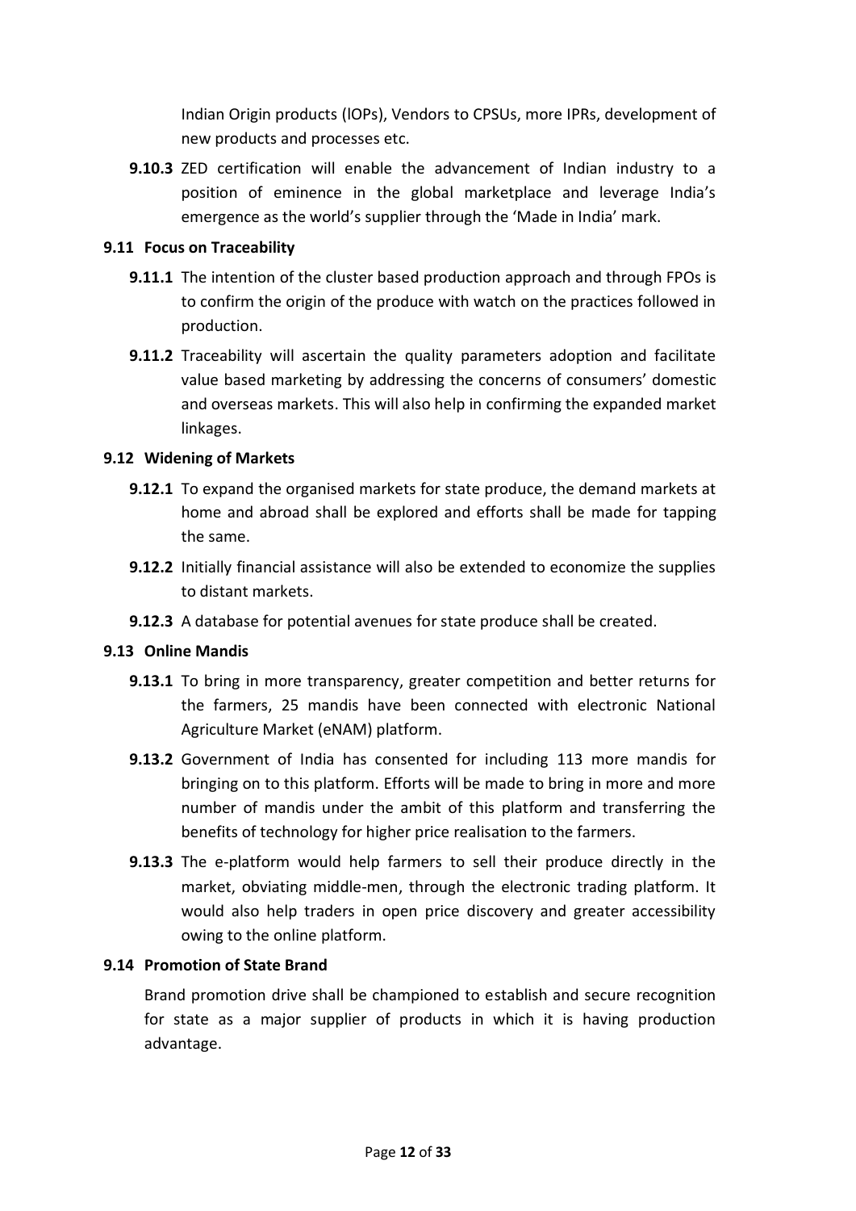Indian Origin products (IOPs), Vendors to CPSUs, more IPRs, development of new products and processes etc.

**9.10.3** ZED certification will enable the advancement of Indian industry to a position of eminence in the global marketplace and leverage India's emergence as the world's supplier through the 'Made in India' mark.

### 9.11 Focus on Traceability

**9.11.1** The intention of the cluster based production approach and through FPOs is to confirm the origin of the produce with watch on the practices followed in production.

**9.11.2** Traceability will ascertain the quality parameters adoption and facilitate value based marketing by addressing the concerns of consumers' domestic and overseas markets. This will also help in confirming the expanded market linkages.

### 9.12 Widening of Markets

**9.12.1** To expand the organised markets for state produce, the demand markets at home and abroad shall be explored and efforts shall be made for tapping the same.

**9.12.2** Initially financial assistance will also be extended to economize the supplies to distant markets.

**9.12.3** A database for potential avenues for state produce shall be created.

### 9.13 Online Mandis

**9.13.1** To bring in more transparency, greater competition and better returns for the farmers, 25 mandis have been connected with electronic National Agriculture Market (eNAM) platform.

**9.13.2** Government of India has consented for including 113 more mandis for bringing on to this platform. Efforts will be made to bring in more and more number of mandis under the ambit of this platform and transferring the benefits of technology for higher price realisation to the farmers.

**9.13.3** The e-platform would help farmers to sell their produce directly in the market, obviating middle-men, through the electronic trading platform. It would also help traders in open price discovery and greater accessibility owing to the online platform.

### 9.14 Promotion of State Brand

Brand promotion drive shall be championed to establish and secure recognition for state as a major supplier of products in which it is having production advantage.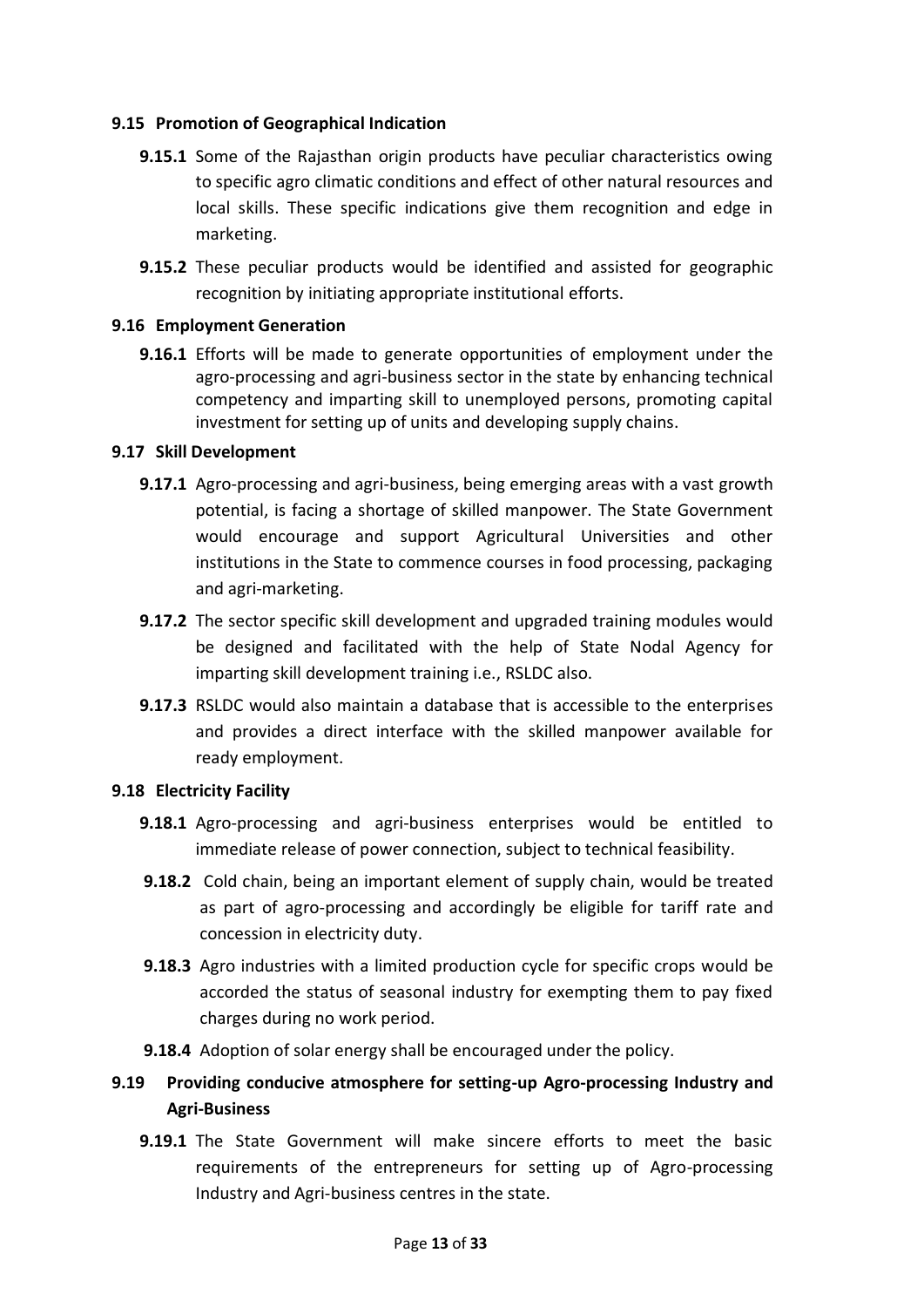### 9.15 Promotion of Geographical Indication

**9.15.1** Some of the Rajasthan origin products have peculiar characteristics owing to specific agro climatic conditions and effect of other natural resources and local skills. These specific indications give them recognition and edge in marketing.

**9.15.2** These peculiar products would be identified and assisted for geographic recognition by initiating appropriate institutional efforts.

### 9.16 Employment Generation

**9.16.1** Efforts will be made to generate opportunities of employment under the agro-processing and agri-business sector in the state by enhancing technical competency and imparting skill to unemployed persons, promoting capital investment for setting up of units and developing supply chains.

### 9.17 Skill Development

**9.17.1** Agro-processing and agri-business, being emerging areas with a vast growth potential, is facing a shortage of skilled manpower. The State Government would encourage and support Agricultural Universities and other institutions in the State to commence courses in food processing, packaging and agri-marketing.

**9.17.2** The sector specific skill development and upgraded training modules would be designed and facilitated with the help of State Nodal Agency for imparting skill development training i.e., RSLDC also.

**9.17.3** RSLDC would also maintain a database that is accessible to the enterprises and provides a direct interface with the skilled manpower available for ready employment.

### 9.18 Electricity Facility

**9.18.1** Agro-processing and agri-business enterprises would be entitled to immediate release of power connection, subject to technical feasibility.

**9.18.2** Cold chain, being an important element of supply chain, would be treated as part of agro-processing and accordingly be eligible for tariff rate and concession in electricity duty.

**9.18.3** Agro industries with a limited production cycle for specific crops would be accorded the status of seasonal industry for exempting them to pay fixed charges during no work period.

**9.18.4** Adoption of solar energy shall be encouraged under the policy.

### 9.19 Providing conducive atmosphere for setting-up Agro-processing Industry and Agri-Business

**9.19.1** The State Government will make sincere efforts to meet the basic requirements of the entrepreneurs for setting up of Agro-processing Industry and Agri-business centres in the state.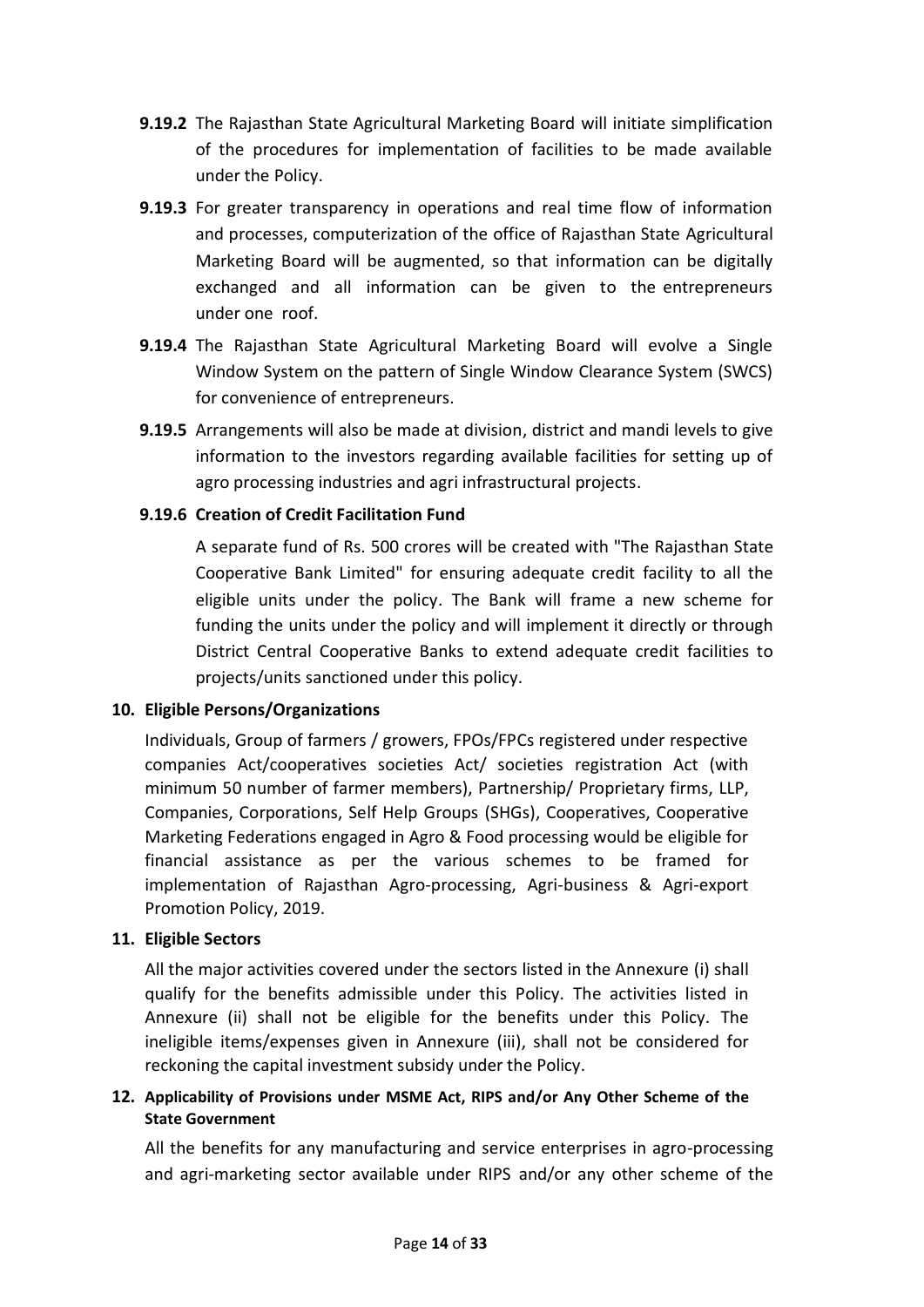**9.19.2** The Rajasthan State Agricultural Marketing Board will initiate simplification of the procedures for implementation of facilities to be made available under the Policy.

**9.19.3** For greater transparency in operations and real time flow of information and processes, computerization of the office of Rajasthan State Agricultural Marketing Board will be augmented, so that information can be digitally exchanged and all information can be given to the entrepreneurs under one roof.

**9.19.4** The Rajasthan State Agricultural Marketing Board will evolve a Single Window System on the pattern of Single Window Clearance System (SWCS) for convenience of entrepreneurs.

**9.19.5** Arrangements will also be made at division, district and mandi levels to give information to the investors regarding available facilities for setting up of agro processing industries and agri infrastructural projects.

**9.19.6 Creation of Credit Facilitation Fund**

A separate fund of Rs. 500 crores will be created with "The Rajasthan State Cooperative Bank Limited" for ensuring adequate credit facility to all the eligible units under the policy. The Bank will frame a new scheme for funding the units under the policy and will implement it directly or through District Central Cooperative Banks to extend adequate credit facilities to projects/units sanctioned under this policy.

## 10. Eligible Persons/Organizations

Individuals, Group of farmers / growers, FPOs/FPCs registered under respective companies Act/cooperatives societies Act/ societies registration Act (with minimum 50 number of farmer members), Partnership/ Proprietary firms, LLP, Companies, Corporations, Self Help Groups (SHGs), Cooperatives, Cooperative Marketing Federations engaged in Agro & Food processing would be eligible for financial assistance as per the various schemes to be framed for implementation of Rajasthan Agro-processing, Agri-business & Agri-export Promotion Policy, 2019.

## 11. Eligible Sectors

All the major activities covered under the sectors listed in the Annexure (i) shall qualify for the benefits admissible under this Policy. The activities listed in Annexure (ii) shall not be eligible for the benefits under this Policy. The ineligible items/expenses given in Annexure (iii), shall not be considered for reckoning the capital investment subsidy under the Policy.

## 12. Applicability of Provisions under MSME Act, RIPS and/or Any Other Scheme of the State Government

All the benefits for any manufacturing and service enterprises in agro-processing and agri-marketing sector available under RIPS and/or any other scheme of the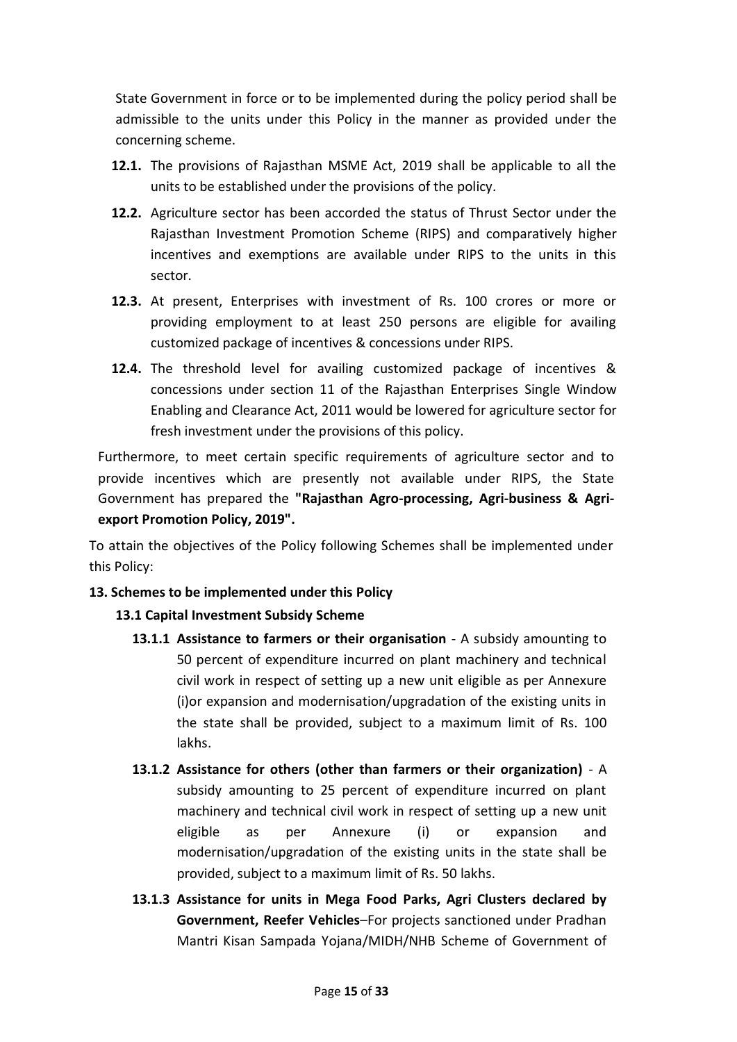State Government in force or to be implemented during the policy period shall be admissible to the units under this Policy in the manner as provided under the concerning scheme.

- **12.1.** The provisions of Rajasthan MSME Act, 2019 shall be applicable to all the units to be established under the provisions of the policy.
- **12.2.** Agriculture sector has been accorded the status of Thrust Sector under the Rajasthan Investment Promotion Scheme (RIPS) and comparatively higher incentives and exemptions are available under RIPS to the units in this sector.
- **12.3.** At present, Enterprises with investment of Rs. 100 crores or more or providing employment to at least 250 persons are eligible for availing customized package of incentives & concessions under RIPS.
- **12.4.** The threshold level for availing customized package of incentives & concessions under section 11 of the Rajasthan Enterprises Single Window Enabling and Clearance Act, 2011 would be lowered for agriculture sector for fresh investment under the provisions of this policy.

Furthermore, to meet certain specific requirements of agriculture sector and to provide incentives which are presently not available under RIPS, the State Government has prepared the **"Rajasthan Agro-processing, Agri-business & Agri-export Promotion Policy, 2019".**

To attain the objectives of the Policy following Schemes shall be implemented under this Policy:

### 13. Schemes to be implemented under this Policy

#### 13.1 Capital Investment Subsidy Scheme

- **13.1.1 Assistance to farmers or their organisation** - A subsidy amounting to 50 percent of expenditure incurred on plant machinery and technical civil work in respect of setting up a new unit eligible as per Annexure (i)or expansion and modernisation/upgradation of the existing units in the state shall be provided, subject to a maximum limit of Rs. 100 lakhs.
- **13.1.2 Assistance for others (other than farmers or their organization)** - A subsidy amounting to 25 percent of expenditure incurred on plant machinery and technical civil work in respect of setting up a new unit eligible as per Annexure (i) or expansion and modernisation/upgradation of the existing units in the state shall be provided, subject to a maximum limit of Rs. 50 lakhs.
- **13.1.3 Assistance for units in Mega Food Parks, Agri Clusters declared by Government, Reefer Vehicles**–For projects sanctioned under Pradhan Mantri Kisan Sampada Yojana/MIDH/NHB Scheme of Government of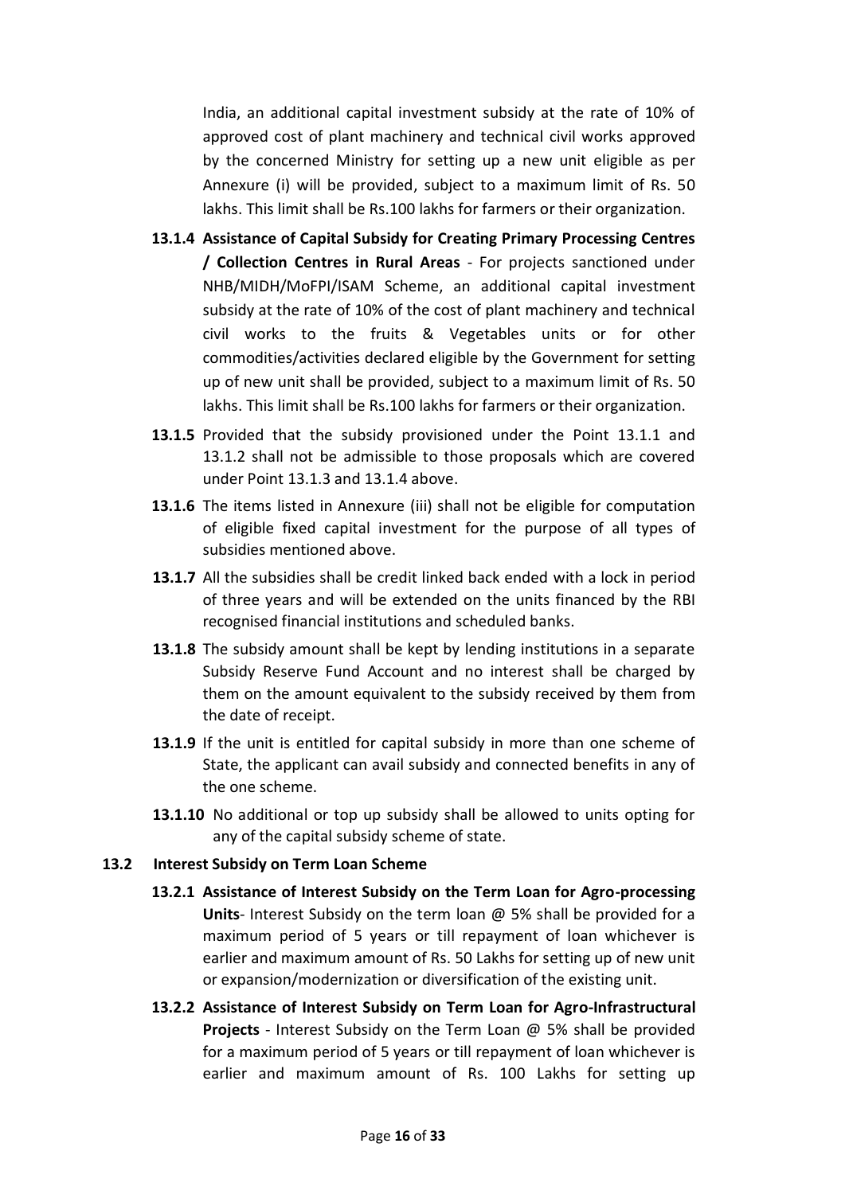India, an additional capital investment subsidy at the rate of 10% of approved cost of plant machinery and technical civil works approved by the concerned Ministry for setting up a new unit eligible as per Annexure (i) will be provided, subject to a maximum limit of Rs. 50 lakhs. This limit shall be Rs.100 lakhs for farmers or their organization.

**13.1.4 Assistance of Capital Subsidy for Creating Primary Processing Centres / Collection Centres in Rural Areas** - For projects sanctioned under NHB/MIDH/MoFPI/ISAM Scheme, an additional capital investment subsidy at the rate of 10% of the cost of plant machinery and technical civil works to the fruits & Vegetables units or for other commodities/activities declared eligible by the Government for setting up of new unit shall be provided, subject to a maximum limit of Rs. 50 lakhs. This limit shall be Rs.100 lakhs for farmers or their organization.

**13.1.5** Provided that the subsidy provisioned under the Point 13.1.1 and 13.1.2 shall not be admissible to those proposals which are covered under Point 13.1.3 and 13.1.4 above.

**13.1.6** The items listed in Annexure (iii) shall not be eligible for computation of eligible fixed capital investment for the purpose of all types of subsidies mentioned above.

**13.1.7** All the subsidies shall be credit linked back ended with a lock in period of three years and will be extended on the units financed by the RBI recognised financial institutions and scheduled banks.

**13.1.8** The subsidy amount shall be kept by lending institutions in a separate Subsidy Reserve Fund Account and no interest shall be charged by them on the amount equivalent to the subsidy received by them from the date of receipt.

**13.1.9** If the unit is entitled for capital subsidy in more than one scheme of State, the applicant can avail subsidy and connected benefits in any of the one scheme.

**13.1.10** No additional or top up subsidy shall be allowed to units opting for any of the capital subsidy scheme of state.

### 13.2 Interest Subsidy on Term Loan Scheme

**13.2.1 Assistance of Interest Subsidy on the Term Loan for Agro-processing Units**- Interest Subsidy on the term loan @ 5% shall be provided for a maximum period of 5 years or till repayment of loan whichever is earlier and maximum amount of Rs. 50 Lakhs for setting up of new unit or expansion/modernization or diversification of the existing unit.

**13.2.2 Assistance of Interest Subsidy on Term Loan for Agro-Infrastructural Projects** - Interest Subsidy on the Term Loan @ 5% shall be provided for a maximum period of 5 years or till repayment of loan whichever is earlier and maximum amount of Rs. 100 Lakhs for setting up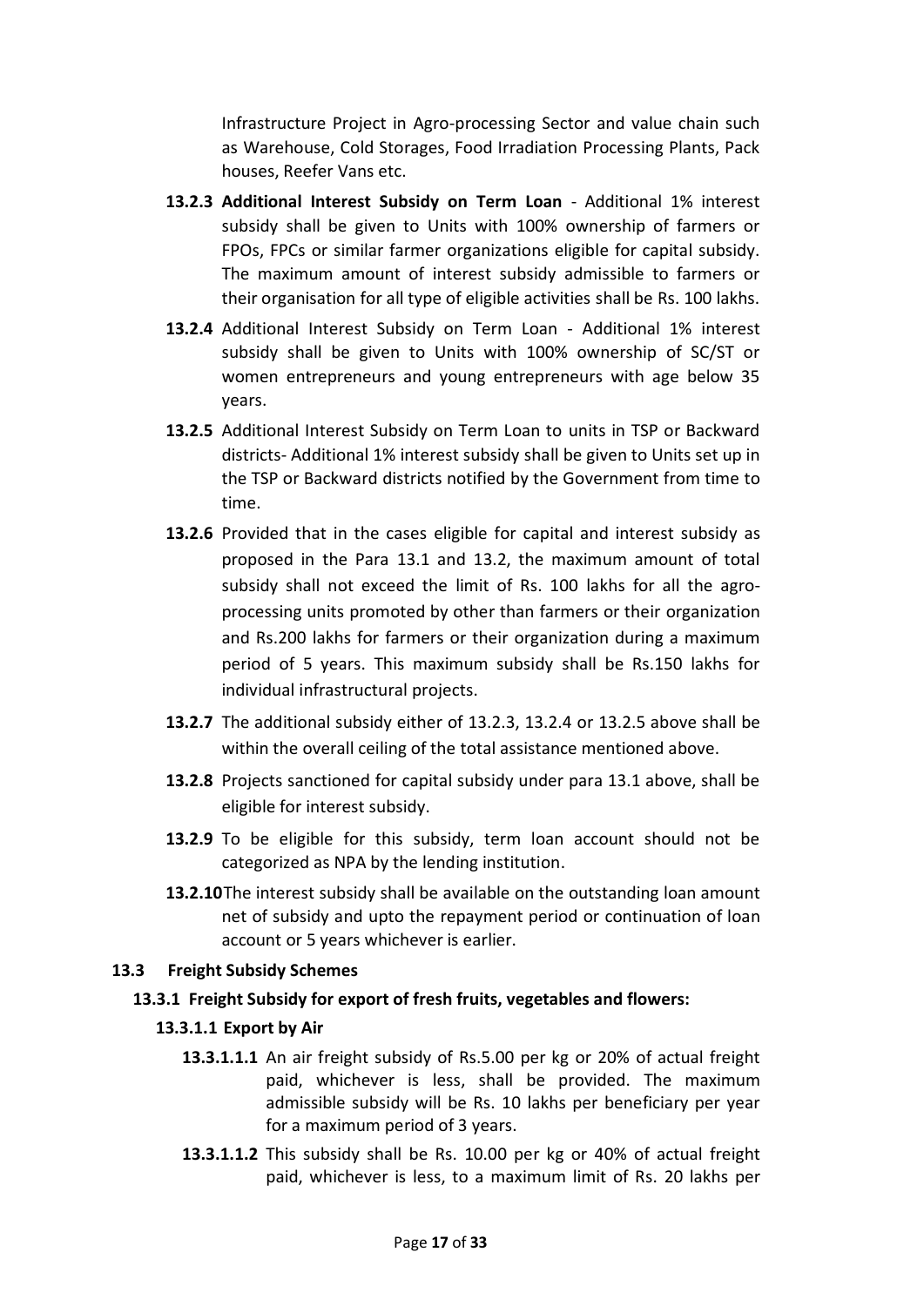Infrastructure Project in Agro-processing Sector and value chain such as Warehouse, Cold Storages, Food Irradiation Processing Plants, Pack houses, Reefer Vans etc.

**13.2.3** **Additional Interest Subsidy on Term Loan** - Additional 1% interest subsidy shall be given to Units with 100% ownership of farmers or FPOs, FPCs or similar farmer organizations eligible for capital subsidy. The maximum amount of interest subsidy admissible to farmers or their organisation for all type of eligible activities shall be Rs. 100 lakhs.

**13.2.4** Additional Interest Subsidy on Term Loan - Additional 1% interest subsidy shall be given to Units with 100% ownership of SC/ST or women entrepreneurs and young entrepreneurs with age below 35 years.

**13.2.5** Additional Interest Subsidy on Term Loan to units in TSP or Backward districts- Additional 1% interest subsidy shall be given to Units set up in the TSP or Backward districts notified by the Government from time to time.

**13.2.6** Provided that in the cases eligible for capital and interest subsidy as proposed in the Para 13.1 and 13.2, the maximum amount of total subsidy shall not exceed the limit of Rs. 100 lakhs for all the agro-processing units promoted by other than farmers or their organization and Rs.200 lakhs for farmers or their organization during a maximum period of 5 years. This maximum subsidy shall be Rs.150 lakhs for individual infrastructural projects.

**13.2.7** The additional subsidy either of 13.2.3, 13.2.4 or 13.2.5 above shall be within the overall ceiling of the total assistance mentioned above.

**13.2.8** Projects sanctioned for capital subsidy under para 13.1 above, shall be eligible for interest subsidy.

**13.2.9** To be eligible for this subsidy, term loan account should not be categorized as NPA by the lending institution.

**13.2.10** The interest subsidy shall be available on the outstanding loan amount net of subsidy and upto the repayment period or continuation of loan account or 5 years whichever is earlier.

### 13.3 Freight Subsidy Schemes

#### 13.3.1 Freight Subsidy for export of fresh fruits, vegetables and flowers:

##### 13.3.1.1 Export by Air

**13.3.1.1.1** An air freight subsidy of Rs.5.00 per kg or 20% of actual freight paid, whichever is less, shall be provided. The maximum admissible subsidy will be Rs. 10 lakhs per beneficiary per year for a maximum period of 3 years.

**13.3.1.1.2** This subsidy shall be Rs. 10.00 per kg or 40% of actual freight paid, whichever is less, to a maximum limit of Rs. 20 lakhs per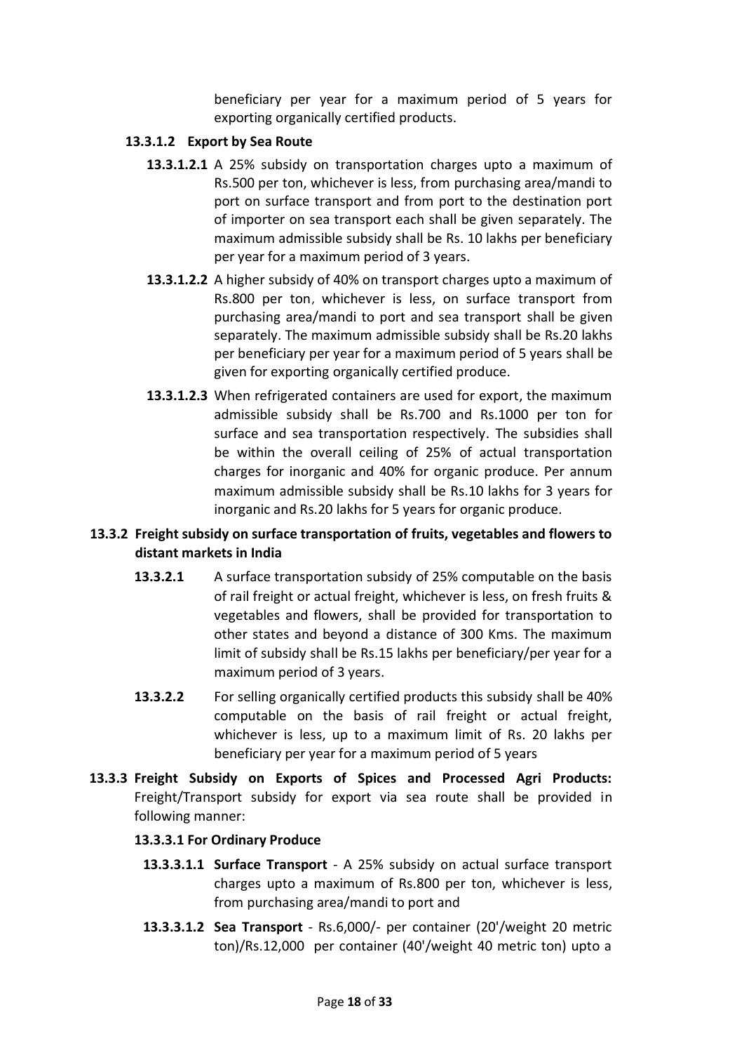beneficiary per year for a maximum period of 5 years for exporting organically certified products.

**13.3.1.2 Export by Sea Route**

**13.3.1.2.1** A 25% subsidy on transportation charges upto a maximum of Rs.500 per ton, whichever is less, from purchasing area/mandi to port on surface transport and from port to the destination port of importer on sea transport each shall be given separately. The maximum admissible subsidy shall be Rs. 10 lakhs per beneficiary per year for a maximum period of 3 years.

**13.3.1.2.2** A higher subsidy of 40% on transport charges upto a maximum of Rs.800 per ton, whichever is less, on surface transport from purchasing area/mandi to port and sea transport shall be given separately. The maximum admissible subsidy shall be Rs.20 lakhs per beneficiary per year for a maximum period of 5 years shall be given for exporting organically certified produce.

**13.3.1.2.3** When refrigerated containers are used for export, the maximum admissible subsidy shall be Rs.700 and Rs.1000 per ton for surface and sea transportation respectively. The subsidies shall be within the overall ceiling of 25% of actual transportation charges for inorganic and 40% for organic produce. Per annum maximum admissible subsidy shall be Rs.10 lakhs for 3 years for inorganic and Rs.20 lakhs for 5 years for organic produce.

**13.3.2 Freight subsidy on surface transportation of fruits, vegetables and flowers to distant markets in India**

**13.3.2.1** A surface transportation subsidy of 25% computable on the basis of rail freight or actual freight, whichever is less, on fresh fruits & vegetables and flowers, shall be provided for transportation to other states and beyond a distance of 300 Kms. The maximum limit of subsidy shall be Rs.15 lakhs per beneficiary/per year for a maximum period of 3 years.

**13.3.2.2** For selling organically certified products this subsidy shall be 40% computable on the basis of rail freight or actual freight, whichever is less, up to a maximum limit of Rs. 20 lakhs per beneficiary per year for a maximum period of 5 years

**13.3.3 Freight Subsidy on Exports of Spices and Processed Agri Products:** Freight/Transport subsidy for export via sea route shall be provided in following manner:

**13.3.3.1 For Ordinary Produce**

**13.3.3.1.1 Surface Transport** - A 25% subsidy on actual surface transport charges upto a maximum of Rs.800 per ton, whichever is less, from purchasing area/mandi to port and

**13.3.3.1.2 Sea Transport** - Rs.6,000/- per container (20'/weight 20 metric ton)/Rs.12,000 per container (40'/weight 40 metric ton) upto a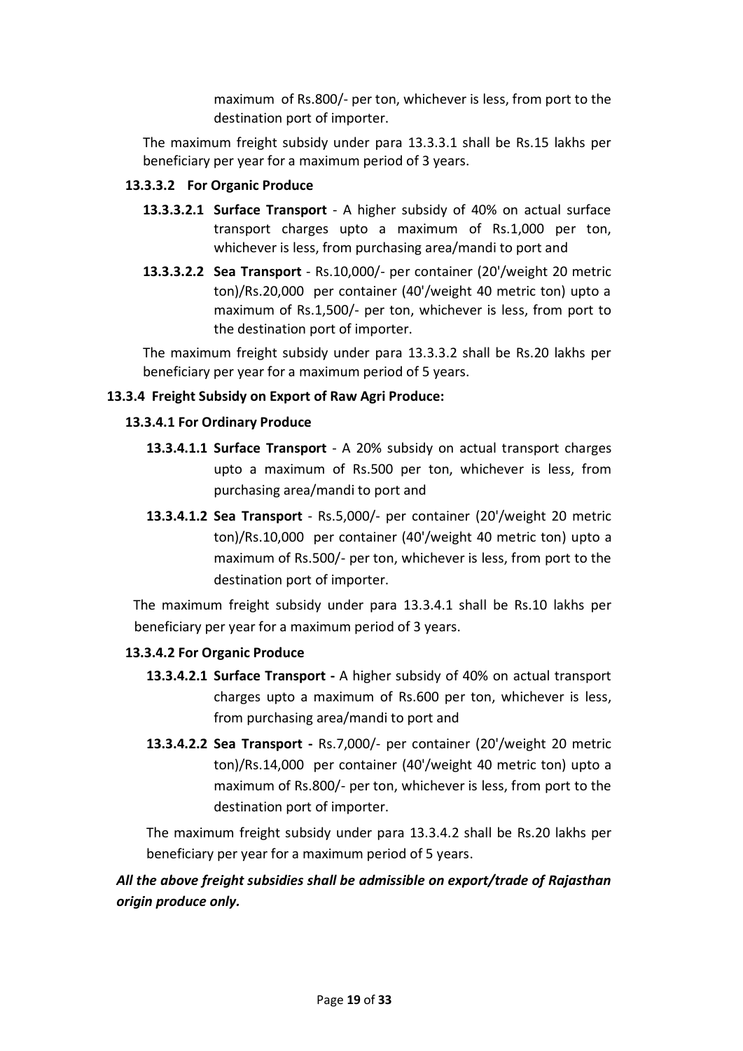maximum of Rs.800/- per ton, whichever is less, from port to the destination port of importer.

The maximum freight subsidy under para 13.3.3.1 shall be Rs.15 lakhs per beneficiary per year for a maximum period of 3 years.

**13.3.3.2 For Organic Produce**

**13.3.3.2.1 Surface Transport** - A higher subsidy of 40% on actual surface transport charges upto a maximum of Rs.1,000 per ton, whichever is less, from purchasing area/mandi to port and

**13.3.3.2.2 Sea Transport** - Rs.10,000/- per container (20'/weight 20 metric ton)/Rs.20,000 per container (40'/weight 40 metric ton) upto a maximum of Rs.1,500/- per ton, whichever is less, from port to the destination port of importer.

The maximum freight subsidy under para 13.3.3.2 shall be Rs.20 lakhs per beneficiary per year for a maximum period of 5 years.

**13.3.4 Freight Subsidy on Export of Raw Agri Produce:**

**13.3.4.1 For Ordinary Produce**

**13.3.4.1.1 Surface Transport** - A 20% subsidy on actual transport charges upto a maximum of Rs.500 per ton, whichever is less, from purchasing area/mandi to port and

**13.3.4.1.2 Sea Transport** - Rs.5,000/- per container (20'/weight 20 metric ton)/Rs.10,000 per container (40'/weight 40 metric ton) upto a maximum of Rs.500/- per ton, whichever is less, from port to the destination port of importer.

The maximum freight subsidy under para 13.3.4.1 shall be Rs.10 lakhs per beneficiary per year for a maximum period of 3 years.

**13.3.4.2 For Organic Produce**

**13.3.4.2.1 Surface Transport -** A higher subsidy of 40% on actual transport charges upto a maximum of Rs.600 per ton, whichever is less, from purchasing area/mandi to port and

**13.3.4.2.2 Sea Transport -** Rs.7,000/- per container (20'/weight 20 metric ton)/Rs.14,000 per container (40'/weight 40 metric ton) upto a maximum of Rs.800/- per ton, whichever is less, from port to the destination port of importer.

The maximum freight subsidy under para 13.3.4.2 shall be Rs.20 lakhs per beneficiary per year for a maximum period of 5 years.

***All the above freight subsidies shall be admissible on export/trade of Rajasthan origin produce only.***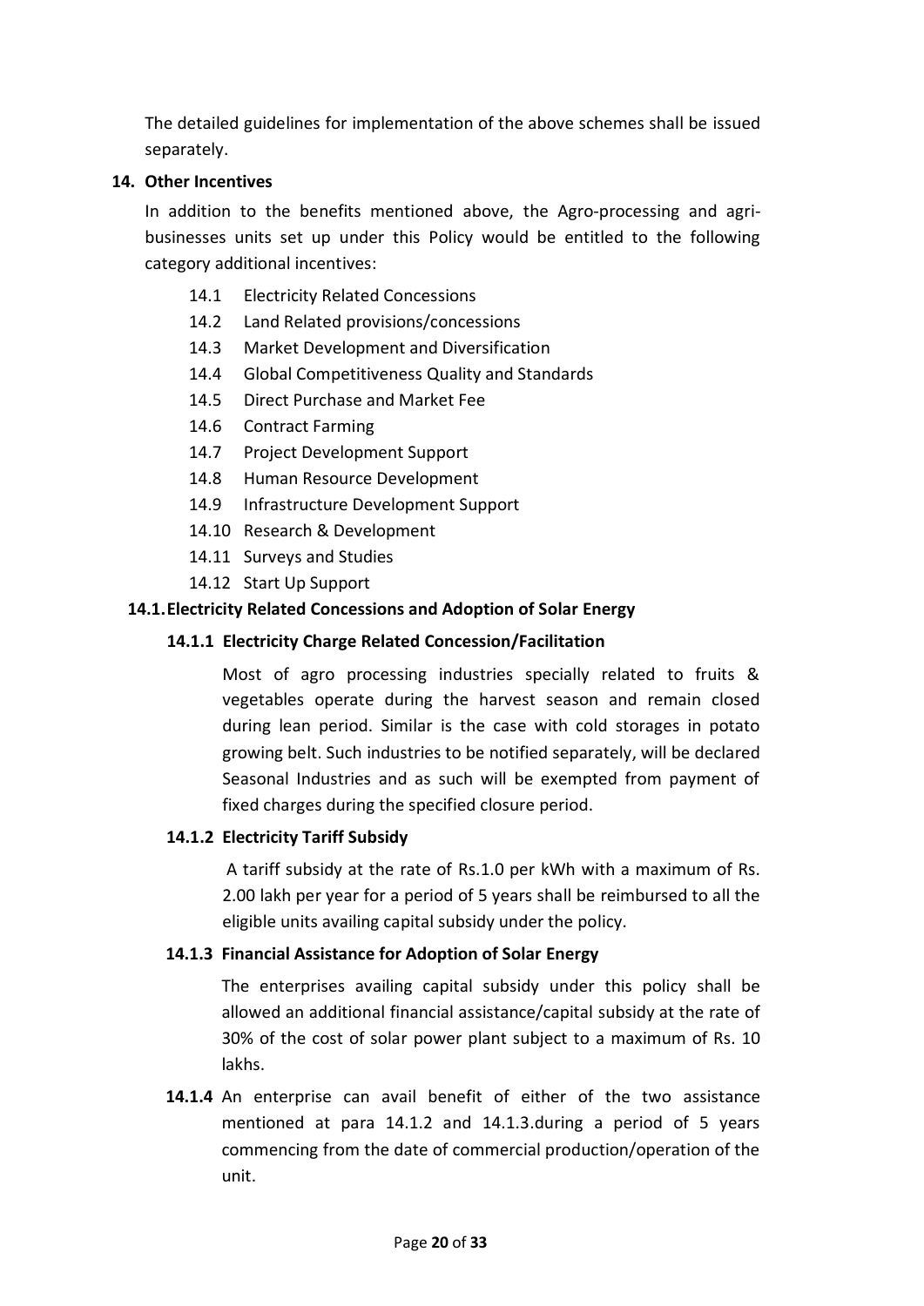The detailed guidelines for implementation of the above schemes shall be issued separately.

## 14. Other Incentives

In addition to the benefits mentioned above, the Agro-processing and agri-businesses units set up under this Policy would be entitled to the following category additional incentives:

- 14.1 Electricity Related Concessions
- 14.2 Land Related provisions/concessions
- 14.3 Market Development and Diversification
- 14.4 Global Competitiveness Quality and Standards
- 14.5 Direct Purchase and Market Fee
- 14.6 Contract Farming
- 14.7 Project Development Support
- 14.8 Human Resource Development
- 14.9 Infrastructure Development Support
- 14.10 Research & Development
- 14.11 Surveys and Studies
- 14.12 Start Up Support

### 14.1. Electricity Related Concessions and Adoption of Solar Energy

#### 14.1.1 Electricity Charge Related Concession/Facilitation

Most of agro processing industries specially related to fruits & vegetables operate during the harvest season and remain closed during lean period. Similar is the case with cold storages in potato growing belt. Such industries to be notified separately, will be declared Seasonal Industries and as such will be exempted from payment of fixed charges during the specified closure period.

#### 14.1.2 Electricity Tariff Subsidy

A tariff subsidy at the rate of Rs.1.0 per kWh with a maximum of Rs. 2.00 lakh per year for a period of 5 years shall be reimbursed to all the eligible units availing capital subsidy under the policy.

#### 14.1.3 Financial Assistance for Adoption of Solar Energy

The enterprises availing capital subsidy under this policy shall be allowed an additional financial assistance/capital subsidy at the rate of 30% of the cost of solar power plant subject to a maximum of Rs. 10 lakhs.

**14.1.4** An enterprise can avail benefit of either of the two assistance mentioned at para 14.1.2 and 14.1.3.during a period of 5 years commencing from the date of commercial production/operation of the unit.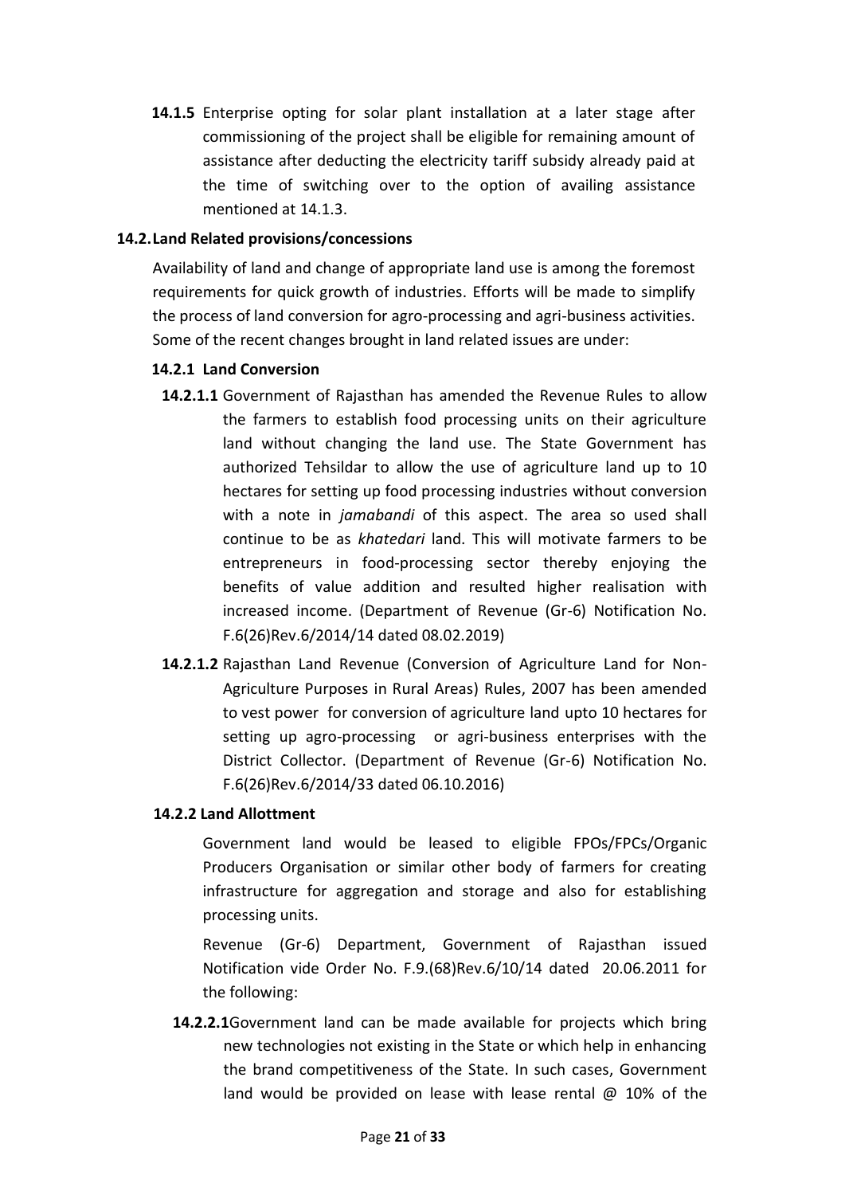**14.1.5** Enterprise opting for solar plant installation at a later stage after commissioning of the project shall be eligible for remaining amount of assistance after deducting the electricity tariff subsidy already paid at the time of switching over to the option of availing assistance mentioned at 14.1.3.

### 14.2. Land Related provisions/concessions

Availability of land and change of appropriate land use is among the foremost requirements for quick growth of industries. Efforts will be made to simplify the process of land conversion for agro-processing and agri-business activities. Some of the recent changes brought in land related issues are under:

#### 14.2.1 Land Conversion

**14.2.1.1** Government of Rajasthan has amended the Revenue Rules to allow the farmers to establish food processing units on their agriculture land without changing the land use. The State Government has authorized Tehsildar to allow the use of agriculture land up to 10 hectares for setting up food processing industries without conversion with a note in *jamabandi* of this aspect. The area so used shall continue to be as *khatedari* land. This will motivate farmers to be entrepreneurs in food-processing sector thereby enjoying the benefits of value addition and resulted higher realisation with increased income. (Department of Revenue (Gr-6) Notification No. F.6(26)Rev.6/2014/14 dated 08.02.2019)

**14.2.1.2** Rajasthan Land Revenue (Conversion of Agriculture Land for Non-Agriculture Purposes in Rural Areas) Rules, 2007 has been amended to vest power for conversion of agriculture land upto 10 hectares for setting up agro-processing or agri-business enterprises with the District Collector. (Department of Revenue (Gr-6) Notification No. F.6(26)Rev.6/2014/33 dated 06.10.2016)

#### 14.2.2 Land Allottment

Government land would be leased to eligible FPOs/FPCs/Organic Producers Organisation or similar other body of farmers for creating infrastructure for aggregation and storage and also for establishing processing units.

Revenue (Gr-6) Department, Government of Rajasthan issued Notification vide Order No. F.9.(68)Rev.6/10/14 dated 20.06.2011 for the following:

**14.2.2.1** Government land can be made available for projects which bring new technologies not existing in the State or which help in enhancing the brand competitiveness of the State. In such cases, Government land would be provided on lease with lease rental @ 10% of the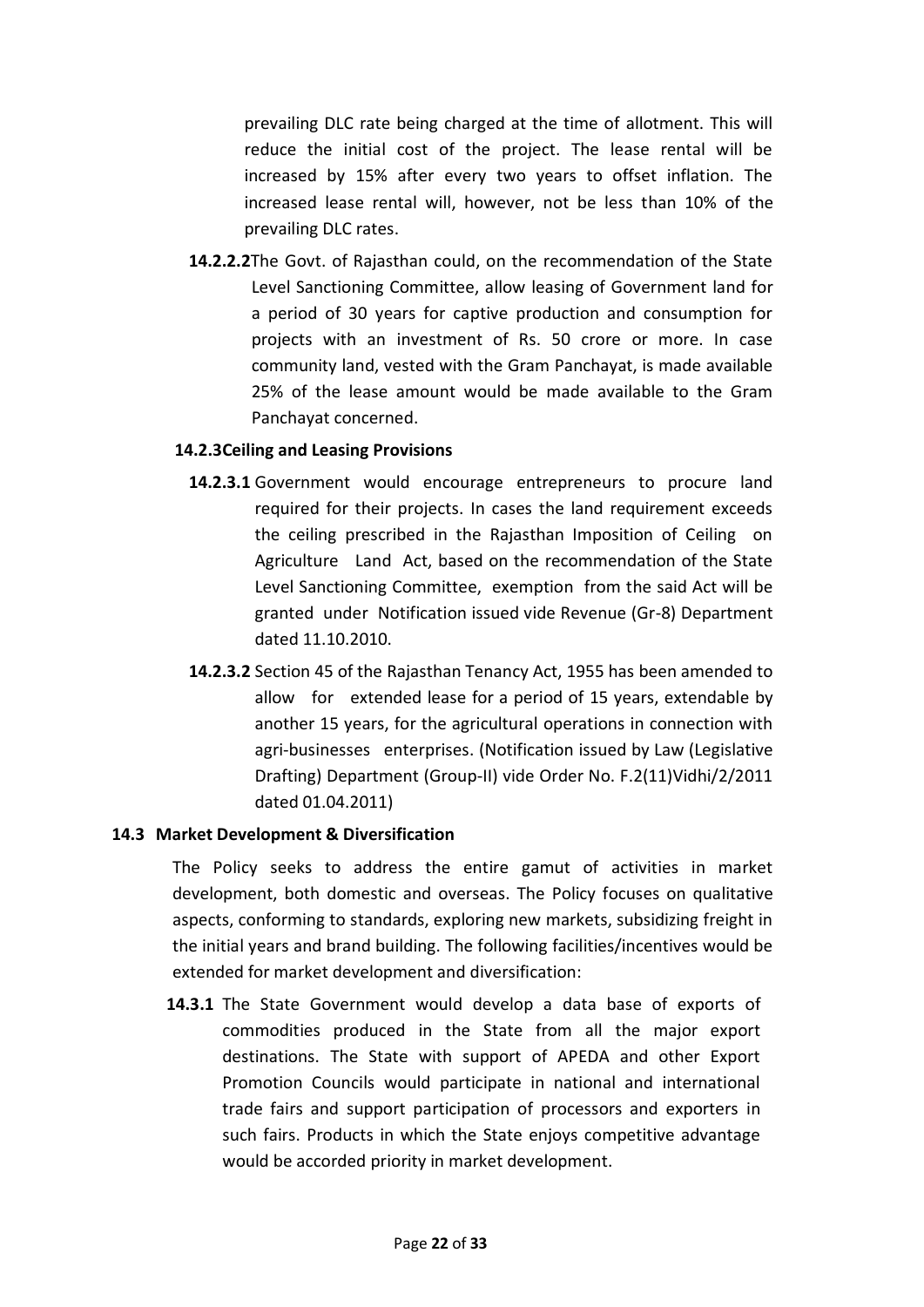prevailing DLC rate being charged at the time of allotment. This will reduce the initial cost of the project. The lease rental will be increased by 15% after every two years to offset inflation. The increased lease rental will, however, not be less than 10% of the prevailing DLC rates.

**14.2.2.2** The Govt. of Rajasthan could, on the recommendation of the State Level Sanctioning Committee, allow leasing of Government land for a period of 30 years for captive production and consumption for projects with an investment of Rs. 50 crore or more. In case community land, vested with the Gram Panchayat, is made available 25% of the lease amount would be made available to the Gram Panchayat concerned.

**14.2.3 Ceiling and Leasing Provisions**

**14.2.3.1** Government would encourage entrepreneurs to procure land required for their projects. In cases the land requirement exceeds the ceiling prescribed in the Rajasthan Imposition of Ceiling on Agriculture Land Act, based on the recommendation of the State Level Sanctioning Committee, exemption from the said Act will be granted under Notification issued vide Revenue (Gr-8) Department dated 11.10.2010.

**14.2.3.2** Section 45 of the Rajasthan Tenancy Act, 1955 has been amended to allow for extended lease for a period of 15 years, extendable by another 15 years, for the agricultural operations in connection with agri-businesses enterprises. (Notification issued by Law (Legislative Drafting) Department (Group-II) vide Order No. F.2(11)Vidhi/2/2011 dated 01.04.2011)

## 14.3 Market Development & Diversification

The Policy seeks to address the entire gamut of activities in market development, both domestic and overseas. The Policy focuses on qualitative aspects, conforming to standards, exploring new markets, subsidizing freight in the initial years and brand building. The following facilities/incentives would be extended for market development and diversification:

**14.3.1** The State Government would develop a data base of exports of commodities produced in the State from all the major export destinations. The State with support of APEDA and other Export Promotion Councils would participate in national and international trade fairs and support participation of processors and exporters in such fairs. Products in which the State enjoys competitive advantage would be accorded priority in market development.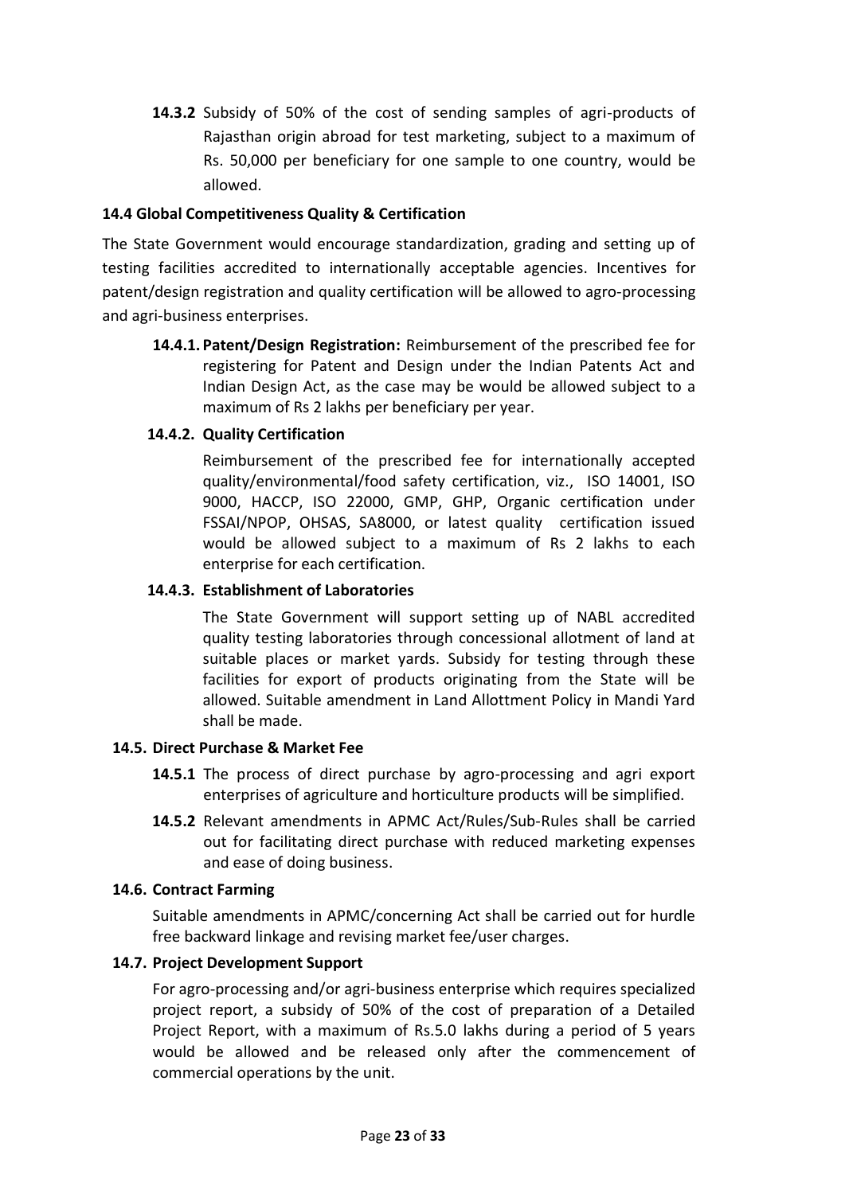**14.3.2** Subsidy of 50% of the cost of sending samples of agri-products of Rajasthan origin abroad for test marketing, subject to a maximum of Rs. 50,000 per beneficiary for one sample to one country, would be allowed.

### 14.4 Global Competitiveness Quality & Certification

The State Government would encourage standardization, grading and setting up of testing facilities accredited to internationally acceptable agencies. Incentives for patent/design registration and quality certification will be allowed to agro-processing and agri-business enterprises.

**14.4.1. Patent/Design Registration:** Reimbursement of the prescribed fee for registering for Patent and Design under the Indian Patents Act and Indian Design Act, as the case may be would be allowed subject to a maximum of Rs 2 lakhs per beneficiary per year.

#### 14.4.2. Quality Certification

Reimbursement of the prescribed fee for internationally accepted quality/environmental/food safety certification, viz., ISO 14001, ISO 9000, HACCP, ISO 22000, GMP, GHP, Organic certification under FSSAI/NPOP, OHSAS, SA8000, or latest quality certification issued would be allowed subject to a maximum of Rs 2 lakhs to each enterprise for each certification.

#### 14.4.3. Establishment of Laboratories

The State Government will support setting up of NABL accredited quality testing laboratories through concessional allotment of land at suitable places or market yards. Subsidy for testing through these facilities for export of products originating from the State will be allowed. Suitable amendment in Land Allottment Policy in Mandi Yard shall be made.

### 14.5. Direct Purchase & Market Fee

**14.5.1** The process of direct purchase by agro-processing and agri export enterprises of agriculture and horticulture products will be simplified.

**14.5.2** Relevant amendments in APMC Act/Rules/Sub-Rules shall be carried out for facilitating direct purchase with reduced marketing expenses and ease of doing business.

### 14.6. Contract Farming

Suitable amendments in APMC/concerning Act shall be carried out for hurdle free backward linkage and revising market fee/user charges.

### 14.7. Project Development Support

For agro-processing and/or agri-business enterprise which requires specialized project report, a subsidy of 50% of the cost of preparation of a Detailed Project Report, with a maximum of Rs.5.0 lakhs during a period of 5 years would be allowed and be released only after the commencement of commercial operations by the unit.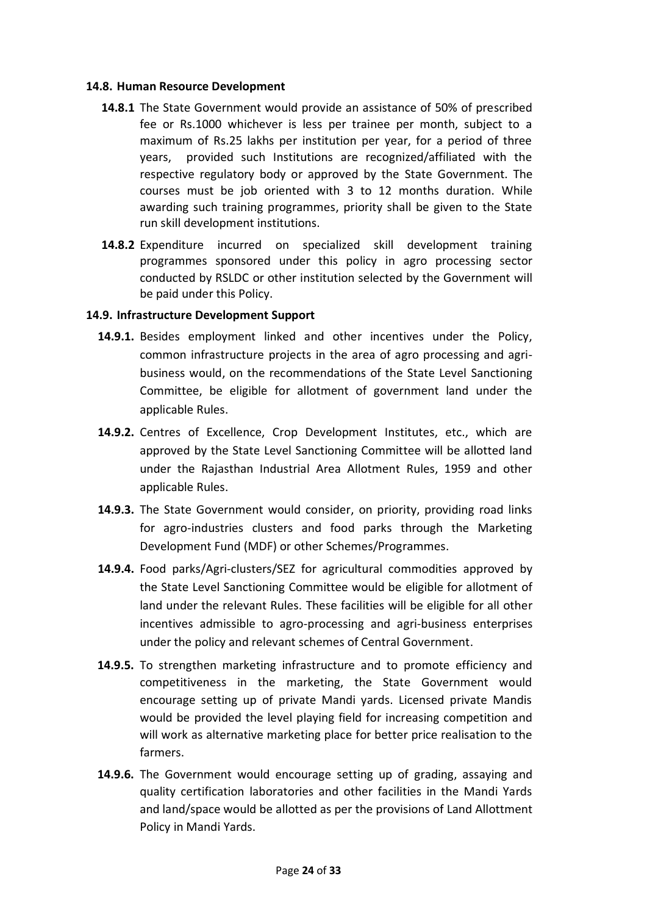### 14.8. Human Resource Development

**14.8.1** The State Government would provide an assistance of 50% of prescribed fee or Rs.1000 whichever is less per trainee per month, subject to a maximum of Rs.25 lakhs per institution per year, for a period of three years, provided such Institutions are recognized/affiliated with the respective regulatory body or approved by the State Government. The courses must be job oriented with 3 to 12 months duration. While awarding such training programmes, priority shall be given to the State run skill development institutions.

**14.8.2** Expenditure incurred on specialized skill development training programmes sponsored under this policy in agro processing sector conducted by RSLDC or other institution selected by the Government will be paid under this Policy.

### 14.9. Infrastructure Development Support

**14.9.1.** Besides employment linked and other incentives under the Policy, common infrastructure projects in the area of agro processing and agri-business would, on the recommendations of the State Level Sanctioning Committee, be eligible for allotment of government land under the applicable Rules.

**14.9.2.** Centres of Excellence, Crop Development Institutes, etc., which are approved by the State Level Sanctioning Committee will be allotted land under the Rajasthan Industrial Area Allotment Rules, 1959 and other applicable Rules.

**14.9.3.** The State Government would consider, on priority, providing road links for agro-industries clusters and food parks through the Marketing Development Fund (MDF) or other Schemes/Programmes.

**14.9.4.** Food parks/Agri-clusters/SEZ for agricultural commodities approved by the State Level Sanctioning Committee would be eligible for allotment of land under the relevant Rules. These facilities will be eligible for all other incentives admissible to agro-processing and agri-business enterprises under the policy and relevant schemes of Central Government.

**14.9.5.** To strengthen marketing infrastructure and to promote efficiency and competitiveness in the marketing, the State Government would encourage setting up of private Mandi yards. Licensed private Mandis would be provided the level playing field for increasing competition and will work as alternative marketing place for better price realisation to the farmers.

**14.9.6.** The Government would encourage setting up of grading, assaying and quality certification laboratories and other facilities in the Mandi Yards and land/space would be allotted as per the provisions of Land Allottment Policy in Mandi Yards.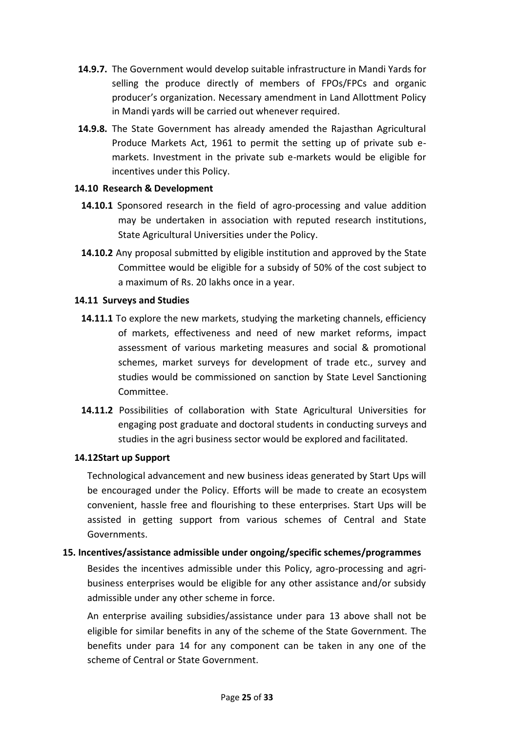**14.9.7.** The Government would develop suitable infrastructure in Mandi Yards for selling the produce directly of members of FPOs/FPCs and organic producer's organization. Necessary amendment in Land Allottment Policy in Mandi yards will be carried out whenever required.

**14.9.8.** The State Government has already amended the Rajasthan Agricultural Produce Markets Act, 1961 to permit the setting up of private sub e-markets. Investment in the private sub e-markets would be eligible for incentives under this Policy.

**14.10 Research & Development**

**14.10.1** Sponsored research in the field of agro-processing and value addition may be undertaken in association with reputed research institutions, State Agricultural Universities under the Policy.

**14.10.2** Any proposal submitted by eligible institution and approved by the State Committee would be eligible for a subsidy of 50% of the cost subject to a maximum of Rs. 20 lakhs once in a year.

**14.11 Surveys and Studies**

**14.11.1** To explore the new markets, studying the marketing channels, efficiency of markets, effectiveness and need of new market reforms, impact assessment of various marketing measures and social & promotional schemes, market surveys for development of trade etc., survey and studies would be commissioned on sanction by State Level Sanctioning Committee.

**14.11.2** Possibilities of collaboration with State Agricultural Universities for engaging post graduate and doctoral students in conducting surveys and studies in the agri business sector would be explored and facilitated.

**14.12Start up Support**

Technological advancement and new business ideas generated by Start Ups will be encouraged under the Policy. Efforts will be made to create an ecosystem convenient, hassle free and flourishing to these enterprises. Start Ups will be assisted in getting support from various schemes of Central and State Governments.

**15. Incentives/assistance admissible under ongoing/specific schemes/programmes**

Besides the incentives admissible under this Policy, agro-processing and agri-business enterprises would be eligible for any other assistance and/or subsidy admissible under any other scheme in force.

An enterprise availing subsidies/assistance under para 13 above shall not be eligible for similar benefits in any of the scheme of the State Government. The benefits under para 14 for any component can be taken in any one of the scheme of Central or State Government.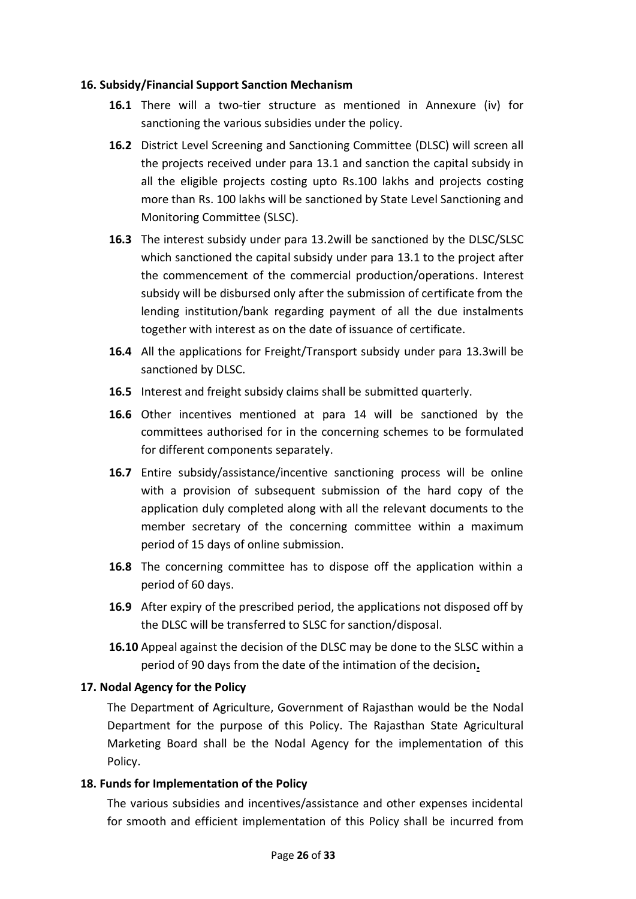**16. Subsidy/Financial Support Sanction Mechanism**

**16.1** There will a two-tier structure as mentioned in Annexure (iv) for sanctioning the various subsidies under the policy.

**16.2** District Level Screening and Sanctioning Committee (DLSC) will screen all the projects received under para 13.1 and sanction the capital subsidy in all the eligible projects costing upto Rs.100 lakhs and projects costing more than Rs. 100 lakhs will be sanctioned by State Level Sanctioning and Monitoring Committee (SLSC).

**16.3** The interest subsidy under para 13.2will be sanctioned by the DLSC/SLSC which sanctioned the capital subsidy under para 13.1 to the project after the commencement of the commercial production/operations. Interest subsidy will be disbursed only after the submission of certificate from the lending institution/bank regarding payment of all the due instalments together with interest as on the date of issuance of certificate.

**16.4** All the applications for Freight/Transport subsidy under para 13.3will be sanctioned by DLSC.

**16.5** Interest and freight subsidy claims shall be submitted quarterly.

**16.6** Other incentives mentioned at para 14 will be sanctioned by the committees authorised for in the concerning schemes to be formulated for different components separately.

**16.7** Entire subsidy/assistance/incentive sanctioning process will be online with a provision of subsequent submission of the hard copy of the application duly completed along with all the relevant documents to the member secretary of the concerning committee within a maximum period of 15 days of online submission.

**16.8** The concerning committee has to dispose off the application within a period of 60 days.

**16.9** After expiry of the prescribed period, the applications not disposed off by the DLSC will be transferred to SLSC for sanction/disposal.

**16.10** Appeal against the decision of the DLSC may be done to the SLSC within a period of 90 days from the date of the intimation of the decision**.**

**17. Nodal Agency for the Policy**

The Department of Agriculture, Government of Rajasthan would be the Nodal Department for the purpose of this Policy. The Rajasthan State Agricultural Marketing Board shall be the Nodal Agency for the implementation of this Policy.

**18. Funds for Implementation of the Policy**

The various subsidies and incentives/assistance and other expenses incidental for smooth and efficient implementation of this Policy shall be incurred from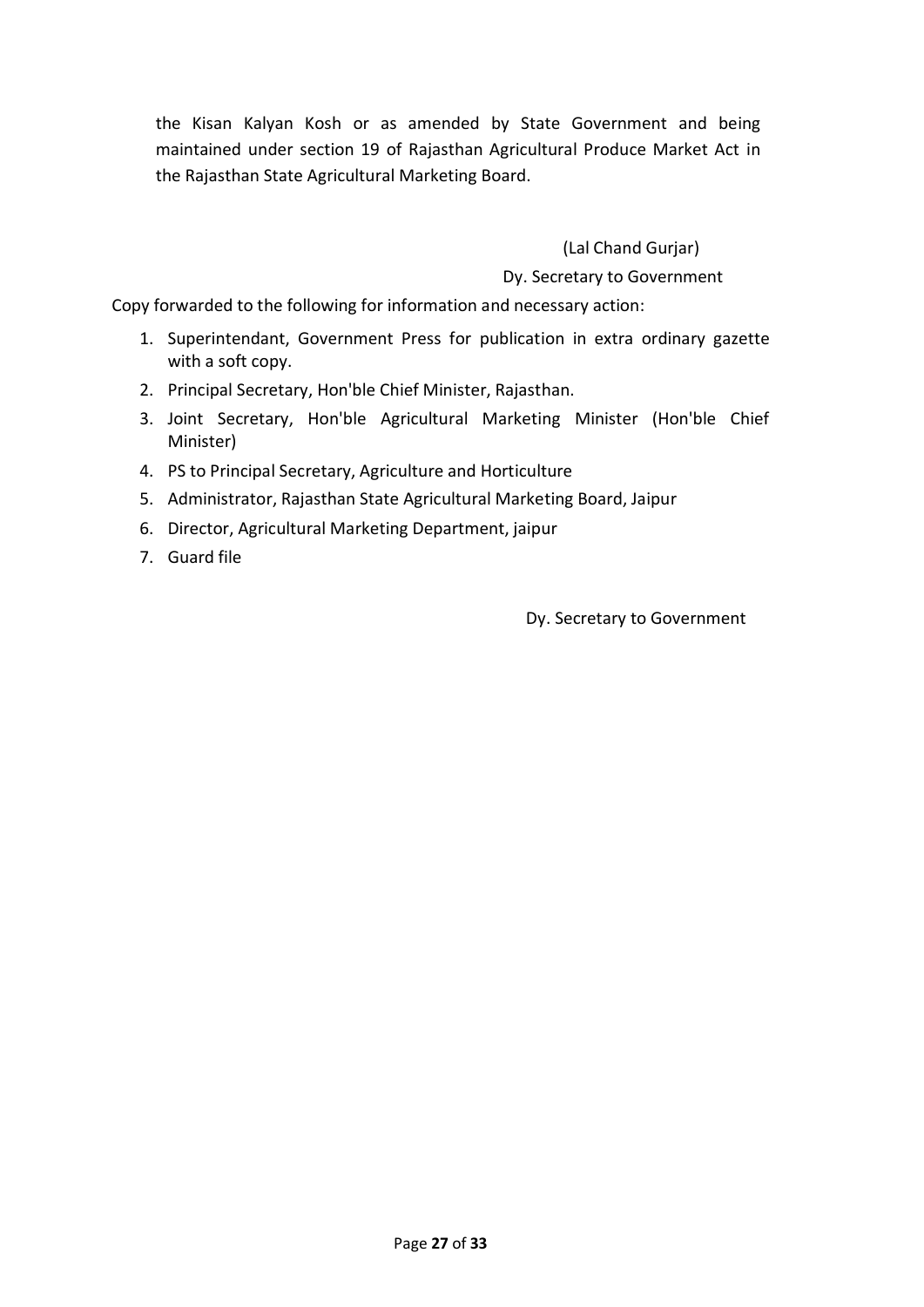the Kisan Kalyan Kosh or as amended by State Government and being maintained under section 19 of Rajasthan Agricultural Produce Market Act in the Rajasthan State Agricultural Marketing Board.

(Lal Chand Gurjar)

Dy. Secretary to Government

Copy forwarded to the following for information and necessary action:

1. Superintendant, Government Press for publication in extra ordinary gazette with a soft copy.
2. Principal Secretary, Hon'ble Chief Minister, Rajasthan.
3. Joint Secretary, Hon'ble Agricultural Marketing Minister (Hon'ble Chief Minister)
4. PS to Principal Secretary, Agriculture and Horticulture
5. Administrator, Rajasthan State Agricultural Marketing Board, Jaipur
6. Director, Agricultural Marketing Department, jaipur
7. Guard file

Dy. Secretary to Government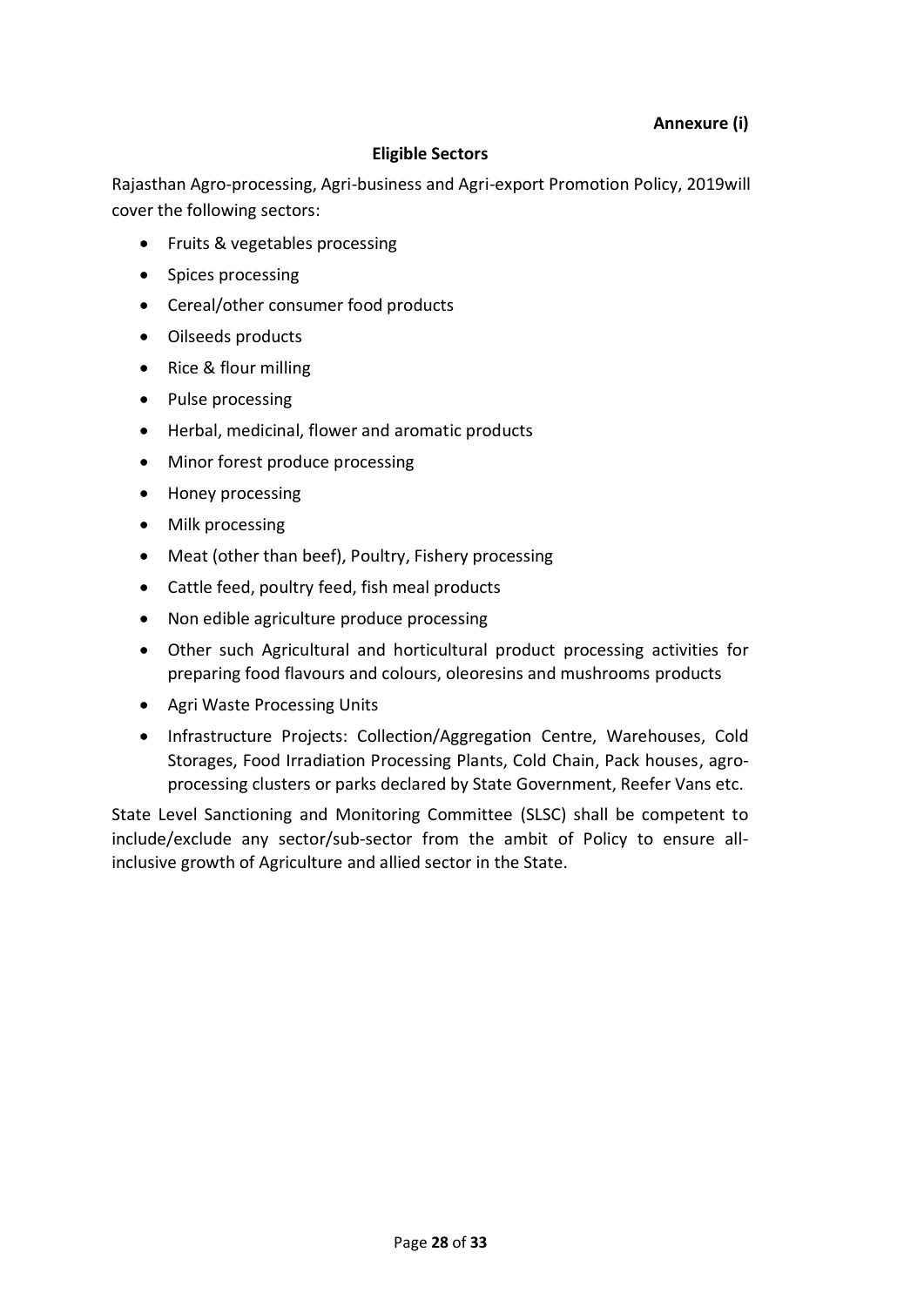**Annexure (i)**

## Eligible Sectors

Rajasthan Agro-processing, Agri-business and Agri-export Promotion Policy, 2019will cover the following sectors:

- Fruits & vegetables processing
- Spices processing
- Cereal/other consumer food products
- Oilseeds products
- Rice & flour milling
- Pulse processing
- Herbal, medicinal, flower and aromatic products
- Minor forest produce processing
- Honey processing
- Milk processing
- Meat (other than beef), Poultry, Fishery processing
- Cattle feed, poultry feed, fish meal products
- Non edible agriculture produce processing
- Other such Agricultural and horticultural product processing activities for preparing food flavours and colours, oleoresins and mushrooms products
- Agri Waste Processing Units
- Infrastructure Projects: Collection/Aggregation Centre, Warehouses, Cold Storages, Food Irradiation Processing Plants, Cold Chain, Pack houses, agro-processing clusters or parks declared by State Government, Reefer Vans etc.

State Level Sanctioning and Monitoring Committee (SLSC) shall be competent to include/exclude any sector/sub-sector from the ambit of Policy to ensure all-inclusive growth of Agriculture and allied sector in the State.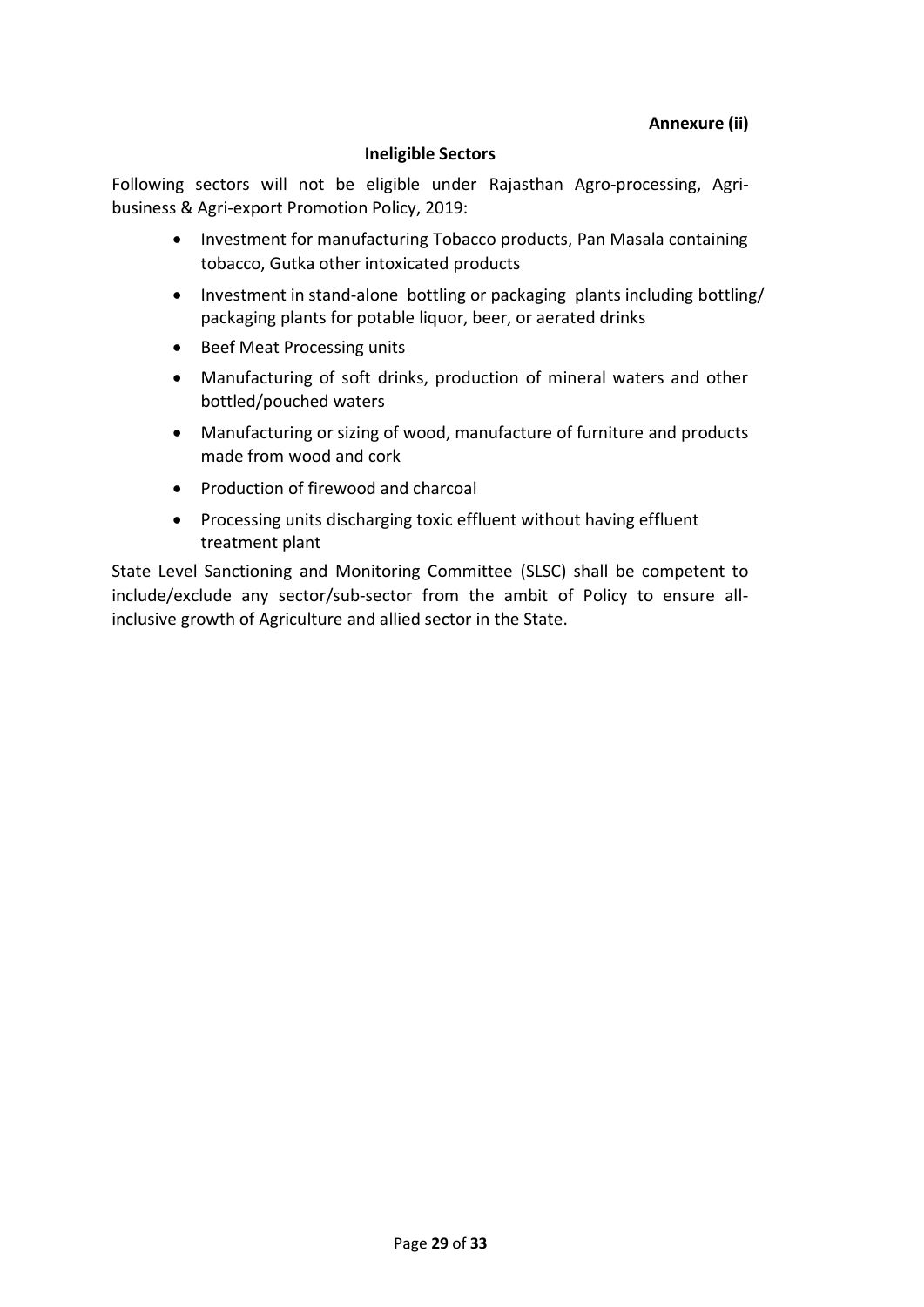**Annexure (ii)**

## Ineligible Sectors

Following sectors will not be eligible under Rajasthan Agro-processing, Agri-business & Agri-export Promotion Policy, 2019:

- Investment for manufacturing Tobacco products, Pan Masala containing tobacco, Gutka other intoxicated products
- Investment in stand-alone bottling or packaging plants including bottling/ packaging plants for potable liquor, beer, or aerated drinks
- Beef Meat Processing units
- Manufacturing of soft drinks, production of mineral waters and other bottled/pouched waters
- Manufacturing or sizing of wood, manufacture of furniture and products made from wood and cork
- Production of firewood and charcoal
- Processing units discharging toxic effluent without having effluent treatment plant

State Level Sanctioning and Monitoring Committee (SLSC) shall be competent to include/exclude any sector/sub-sector from the ambit of Policy to ensure all-inclusive growth of Agriculture and allied sector in the State.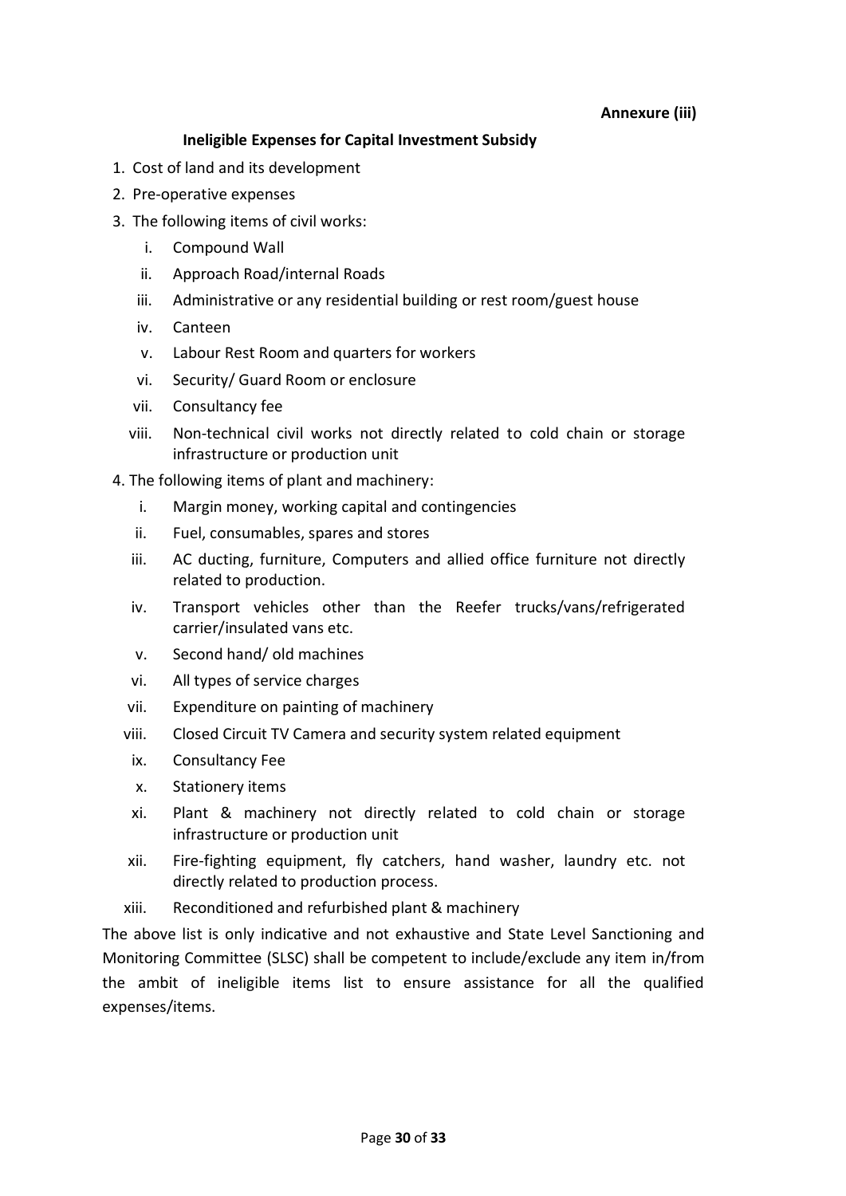**Annexure (iii)**

## Ineligible Expenses for Capital Investment Subsidy

1. Cost of land and its development
2. Pre-operative expenses
3. The following items of civil works:
   - i. Compound Wall
   - ii. Approach Road/internal Roads
   - iii. Administrative or any residential building or rest room/guest house
   - iv. Canteen
   - v. Labour Rest Room and quarters for workers
   - vi. Security/ Guard Room or enclosure
   - vii. Consultancy fee
   - viii. Non-technical civil works not directly related to cold chain or storage infrastructure or production unit
4. The following items of plant and machinery:
   - i. Margin money, working capital and contingencies
   - ii. Fuel, consumables, spares and stores
   - iii. AC ducting, furniture, Computers and allied office furniture not directly related to production.
   - iv. Transport vehicles other than the Reefer trucks/vans/refrigerated carrier/insulated vans etc.
   - v. Second hand/ old machines
   - vi. All types of service charges
   - vii. Expenditure on painting of machinery
   - viii. Closed Circuit TV Camera and security system related equipment
   - ix. Consultancy Fee
   - x. Stationery items
   - xi. Plant & machinery not directly related to cold chain or storage infrastructure or production unit
   - xii. Fire-fighting equipment, fly catchers, hand washer, laundry etc. not directly related to production process.
   - xiii. Reconditioned and refurbished plant & machinery

The above list is only indicative and not exhaustive and State Level Sanctioning and Monitoring Committee (SLSC) shall be competent to include/exclude any item in/from the ambit of ineligible items list to ensure assistance for all the qualified expenses/items.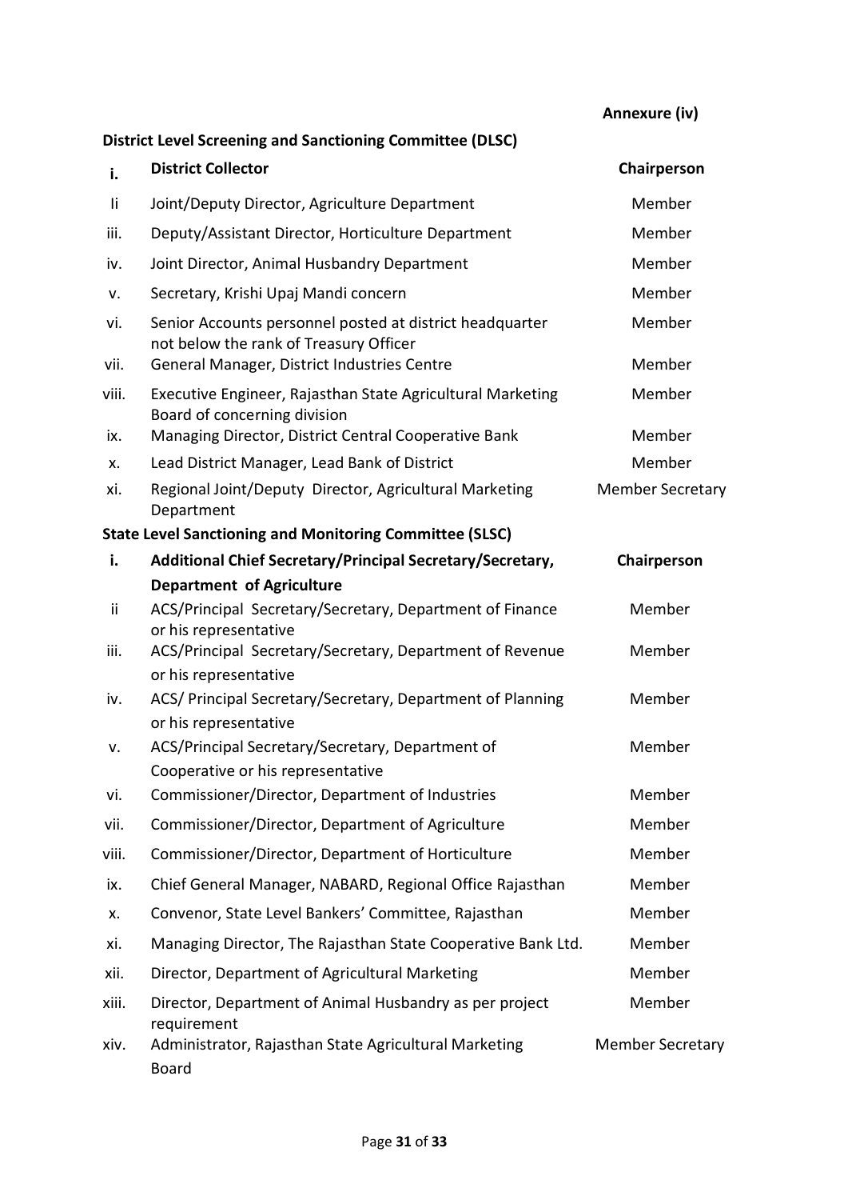Annexure (iv)

**District Level Screening and Sanctioning Committee (DLSC)**

| | | |
|---|---|---|
| i. | **District Collector** | **Chairperson** |
| Ii | Joint/Deputy Director, Agriculture Department | Member |
| iii. | Deputy/Assistant Director, Horticulture Department | Member |
| iv. | Joint Director, Animal Husbandry Department | Member |
| v. | Secretary, Krishi Upaj Mandi concern | Member |
| vi. | Senior Accounts personnel posted at district headquarter not below the rank of Treasury Officer | Member |
| vii. | General Manager, District Industries Centre | Member |
| viii. | Executive Engineer, Rajasthan State Agricultural Marketing Board of concerning division | Member |
| ix. | Managing Director, District Central Cooperative Bank | Member |
| x. | Lead District Manager, Lead Bank of District | Member |
| xi. | Regional Joint/Deputy Director, Agricultural Marketing Department | Member Secretary |

**State Level Sanctioning and Monitoring Committee (SLSC)**

| | | |
|---|---|---|
| i. | **Additional Chief Secretary/Principal Secretary/Secretary, Department of Agriculture** | **Chairperson** |
| ii | ACS/Principal Secretary/Secretary, Department of Finance or his representative | Member |
| iii. | ACS/Principal Secretary/Secretary, Department of Revenue or his representative | Member |
| iv. | ACS/ Principal Secretary/Secretary, Department of Planning or his representative | Member |
| v. | ACS/Principal Secretary/Secretary, Department of Cooperative or his representative | Member |
| vi. | Commissioner/Director, Department of Industries | Member |
| vii. | Commissioner/Director, Department of Agriculture | Member |
| viii. | Commissioner/Director, Department of Horticulture | Member |
| ix. | Chief General Manager, NABARD, Regional Office Rajasthan | Member |
| x. | Convenor, State Level Bankers' Committee, Rajasthan | Member |
| xi. | Managing Director, The Rajasthan State Cooperative Bank Ltd. | Member |
| xii. | Director, Department of Agricultural Marketing | Member |
| xiii. | Director, Department of Animal Husbandry as per project requirement | Member |
| xiv. | Administrator, Rajasthan State Agricultural Marketing Board | Member Secretary |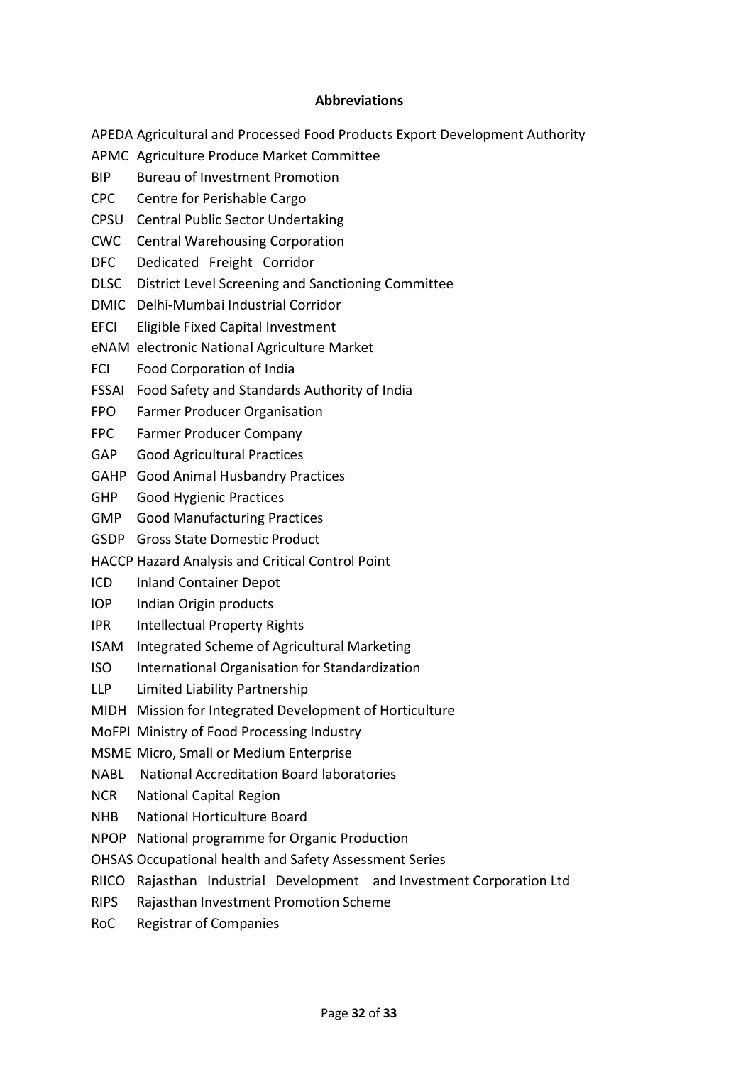**Abbreviations**

APEDA Agricultural and Processed Food Products Export Development Authority
APMC Agriculture Produce Market Committee
BIP Bureau of Investment Promotion
CPC Centre for Perishable Cargo
CPSU Central Public Sector Undertaking
CWC Central Warehousing Corporation
DFC Dedicated Freight Corridor
DLSC District Level Screening and Sanctioning Committee
DMIC Delhi-Mumbai Industrial Corridor
EFCI Eligible Fixed Capital Investment
eNAM electronic National Agriculture Market
FCI Food Corporation of India
FSSAI Food Safety and Standards Authority of India
FPO Farmer Producer Organisation
FPC Farmer Producer Company
GAP Good Agricultural Practices
GAHP Good Animal Husbandry Practices
GHP Good Hygienic Practices
GMP Good Manufacturing Practices
GSDP Gross State Domestic Product
HACCP Hazard Analysis and Critical Control Point
ICD Inland Container Depot
lOP Indian Origin products
IPR Intellectual Property Rights
ISAM Integrated Scheme of Agricultural Marketing
ISO International Organisation for Standardization
LLP Limited Liability Partnership
MIDH Mission for Integrated Development of Horticulture
MoFPI Ministry of Food Processing Industry
MSME Micro, Small or Medium Enterprise
NABL National Accreditation Board laboratories
NCR National Capital Region
NHB National Horticulture Board
NPOP National programme for Organic Production
OHSAS Occupational health and Safety Assessment Series
RIICO Rajasthan Industrial Development and Investment Corporation Ltd
RIPS Rajasthan Investment Promotion Scheme
RoC Registrar of Companies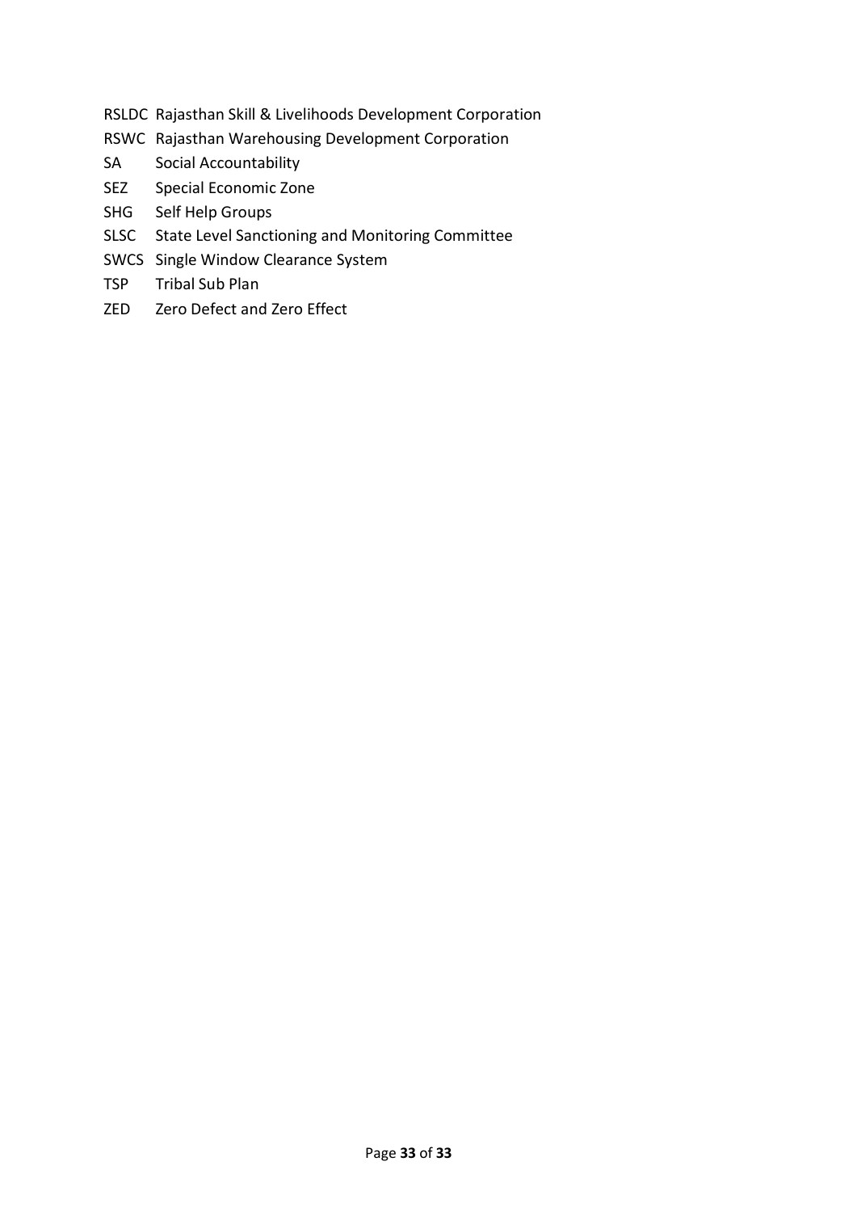| | |
|---|---|
| RSLDC | Rajasthan Skill & Livelihoods Development Corporation |
| RSWC | Rajasthan Warehousing Development Corporation |
| SA | Social Accountability |
| SEZ | Special Economic Zone |
| SHG | Self Help Groups |
| SLSC | State Level Sanctioning and Monitoring Committee |
| SWCS | Single Window Clearance System |
| TSP | Tribal Sub Plan |
| ZED | Zero Defect and Zero Effect |